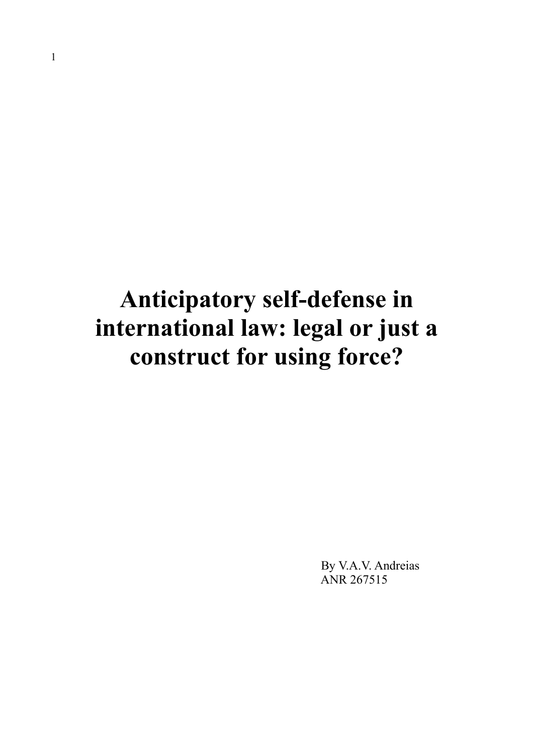# Anticipatory self-defense in international law: legal or just a construct for using force?

By V.A.V. Andreias
ANR 267515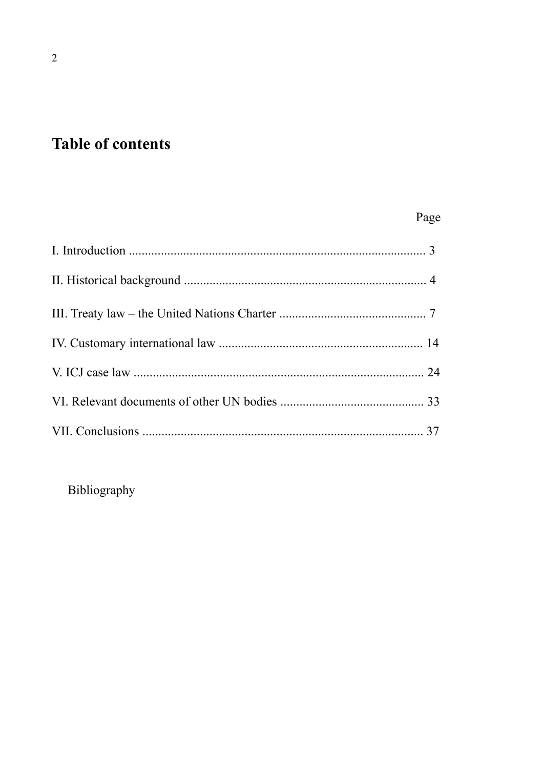## Table of contents

| | Page |
|---|---|
| I. Introduction | 3 |
| II. Historical background | 4 |
| III. Treaty law – the United Nations Charter | 7 |
| IV. Customary international law | 14 |
| V. ICJ case law | 24 |
| VI. Relevant documents of other UN bodies | 33 |
| VII. Conclusions | 37 |

Bibliography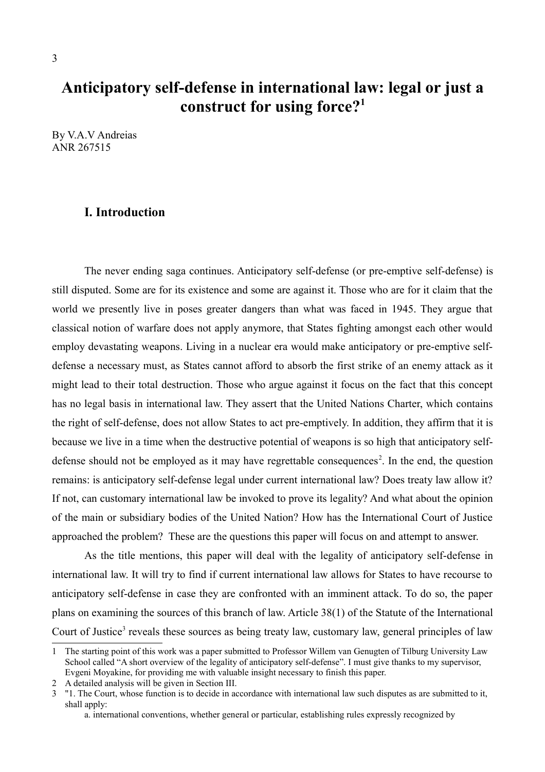# Anticipatory self-defense in international law: legal or just a construct for using force?[1]

By V.A.V Andreias
ANR 267515

## I. Introduction

The never ending saga continues. Anticipatory self-defense (or pre-emptive self-defense) is still disputed. Some are for its existence and some are against it. Those who are for it claim that the world we presently live in poses greater dangers than what was faced in 1945. They argue that classical notion of warfare does not apply anymore, that States fighting amongst each other would employ devastating weapons. Living in a nuclear era would make anticipatory or pre-emptive self-defense a necessary must, as States cannot afford to absorb the first strike of an enemy attack as it might lead to their total destruction. Those who argue against it focus on the fact that this concept has no legal basis in international law. They assert that the United Nations Charter, which contains the right of self-defense, does not allow States to act pre-emptively. In addition, they affirm that it is because we live in a time when the destructive potential of weapons is so high that anticipatory self-defense should not be employed as it may have regrettable consequences[2]. In the end, the question remains: is anticipatory self-defense legal under current international law? Does treaty law allow it? If not, can customary international law be invoked to prove its legality? And what about the opinion of the main or subsidiary bodies of the United Nation? How has the International Court of Justice approached the problem? These are the questions this paper will focus on and attempt to answer.

As the title mentions, this paper will deal with the legality of anticipatory self-defense in international law. It will try to find if current international law allows for States to have recourse to anticipatory self-defense in case they are confronted with an imminent attack. To do so, the paper plans on examining the sources of this branch of law. Article 38(1) of the Statute of the International Court of Justice[3] reveals these sources as being treaty law, customary law, general principles of law

---

1 The starting point of this work was a paper submitted to Professor Willem van Genugten of Tilburg University Law School called "A short overview of the legality of anticipatory self-defense". I must give thanks to my supervisor, Evgeni Moyakine, for providing me with valuable insight necessary to finish this paper.

2 A detailed analysis will be given in Section III.

3 "1. The Court, whose function is to decide in accordance with international law such disputes as are submitted to it, shall apply:
 a. international conventions, whether general or particular, establishing rules expressly recognized by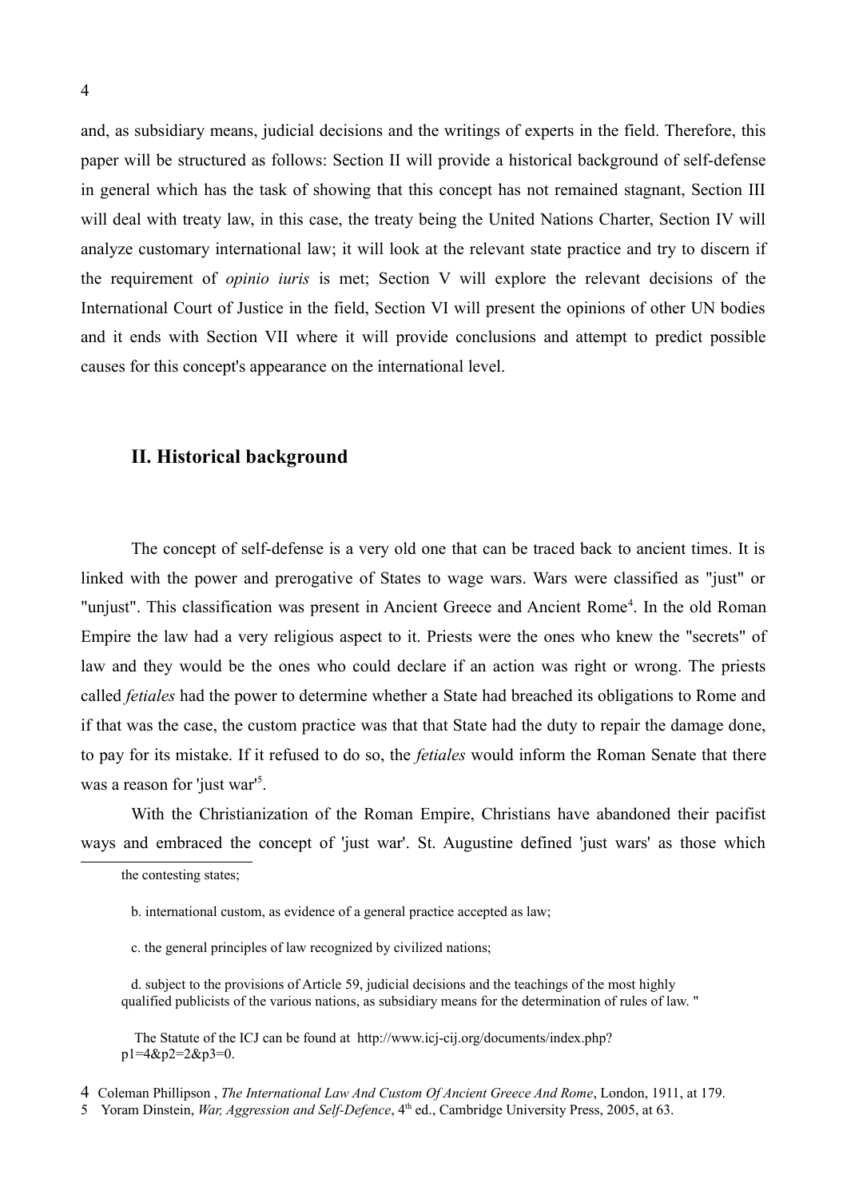and, as subsidiary means, judicial decisions and the writings of experts in the field. Therefore, this paper will be structured as follows: Section II will provide a historical background of self-defense in general which has the task of showing that this concept has not remained stagnant, Section III will deal with treaty law, in this case, the treaty being the United Nations Charter, Section IV will analyze customary international law; it will look at the relevant state practice and try to discern if the requirement of *opinio iuris* is met; Section V will explore the relevant decisions of the International Court of Justice in the field, Section VI will present the opinions of other UN bodies and it ends with Section VII where it will provide conclusions and attempt to predict possible causes for this concept's appearance on the international level.

## II. Historical background

The concept of self-defense is a very old one that can be traced back to ancient times. It is linked with the power and prerogative of States to wage wars. Wars were classified as "just" or "unjust". This classification was present in Ancient Greece and Ancient Rome[4]. In the old Roman Empire the law had a very religious aspect to it. Priests were the ones who knew the "secrets" of law and they would be the ones who could declare if an action was right or wrong. The priests called *fetiales* had the power to determine whether a State had breached its obligations to Rome and if that was the case, the custom practice was that that State had the duty to repair the damage done, to pay for its mistake. If it refused to do so, the *fetiales* would inform the Roman Senate that there was a reason for 'just war'[5].

With the Christianization of the Roman Empire, Christians have abandoned their pacifist ways and embraced the concept of 'just war'. St. Augustine defined 'just wars' as those which

---

the contesting states;

b. international custom, as evidence of a general practice accepted as law;

c. the general principles of law recognized by civilized nations;

d. subject to the provisions of Article 59, judicial decisions and the teachings of the most highly qualified publicists of the various nations, as subsidiary means for the determination of rules of law. "

The Statute of the ICJ can be found at http://www.icj-cij.org/documents/index.php?p1=4&p2=2&p3=0.

4 Coleman Phillipson , *The International Law And Custom Of Ancient Greece And Rome*, London, 1911, at 179.

5 Yoram Dinstein, *War, Aggression and Self-Defence*, 4th ed., Cambridge University Press, 2005, at 63.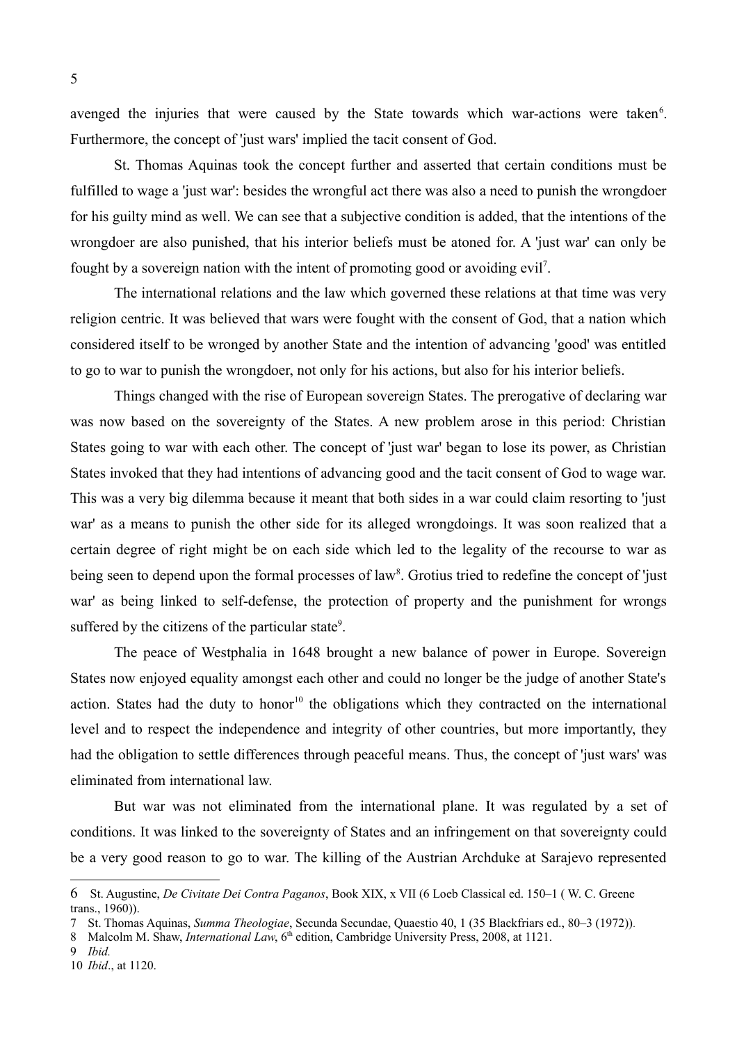avenged the injuries that were caused by the State towards which war-actions were taken[6]. Furthermore, the concept of 'just wars' implied the tacit consent of God.

St. Thomas Aquinas took the concept further and asserted that certain conditions must be fulfilled to wage a 'just war': besides the wrongful act there was also a need to punish the wrongdoer for his guilty mind as well. We can see that a subjective condition is added, that the intentions of the wrongdoer are also punished, that his interior beliefs must be atoned for. A 'just war' can only be fought by a sovereign nation with the intent of promoting good or avoiding evil[7].

The international relations and the law which governed these relations at that time was very religion centric. It was believed that wars were fought with the consent of God, that a nation which considered itself to be wronged by another State and the intention of advancing 'good' was entitled to go to war to punish the wrongdoer, not only for his actions, but also for his interior beliefs.

Things changed with the rise of European sovereign States. The prerogative of declaring war was now based on the sovereignty of the States. A new problem arose in this period: Christian States going to war with each other. The concept of 'just war' began to lose its power, as Christian States invoked that they had intentions of advancing good and the tacit consent of God to wage war. This was a very big dilemma because it meant that both sides in a war could claim resorting to 'just war' as a means to punish the other side for its alleged wrongdoings. It was soon realized that a certain degree of right might be on each side which led to the legality of the recourse to war as being seen to depend upon the formal processes of law[8]. Grotius tried to redefine the concept of 'just war' as being linked to self-defense, the protection of property and the punishment for wrongs suffered by the citizens of the particular state[9].

The peace of Westphalia in 1648 brought a new balance of power in Europe. Sovereign States now enjoyed equality amongst each other and could no longer be the judge of another State's action. States had the duty to honor[10] the obligations which they contracted on the international level and to respect the independence and integrity of other countries, but more importantly, they had the obligation to settle differences through peaceful means. Thus, the concept of 'just wars' was eliminated from international law.

But war was not eliminated from the international plane. It was regulated by a set of conditions. It was linked to the sovereignty of States and an infringement on that sovereignty could be a very good reason to go to war. The killing of the Austrian Archduke at Sarajevo represented

---

6 St. Augustine, *De Civitate Dei Contra Paganos*, Book XIX, x VII (6 Loeb Classical ed. 150–1 ( W. C. Greene trans., 1960)).

7 St. Thomas Aquinas, *Summa Theologiae*, Secunda Secundae, Quaestio 40, 1 (35 Blackfriars ed., 80–3 (1972)).

8 Malcolm M. Shaw, *International Law*, 6th edition, Cambridge University Press, 2008, at 1121.

9 *Ibid.*

10 *Ibid*., at 1120.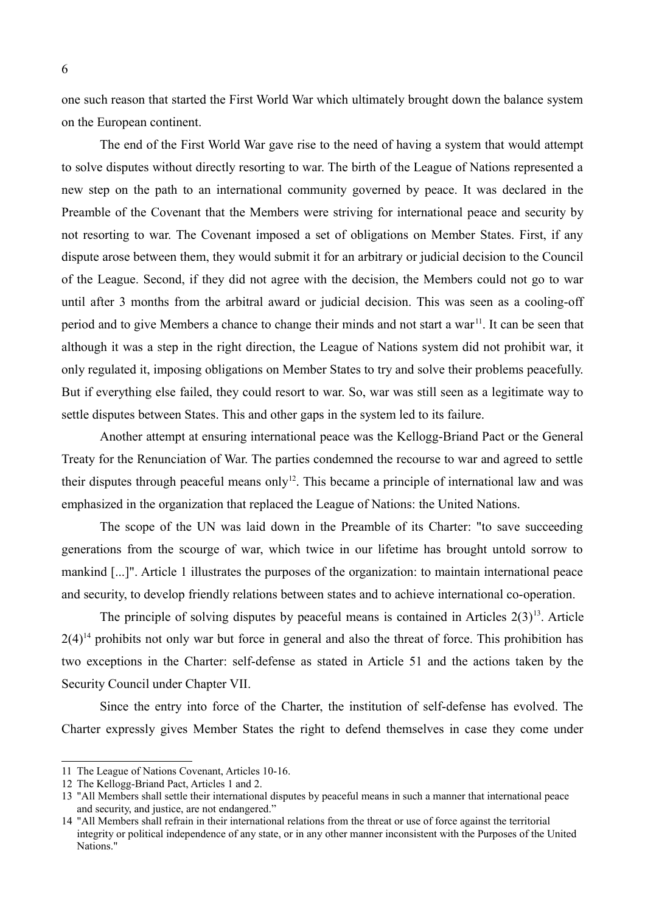one such reason that started the First World War which ultimately brought down the balance system on the European continent.

The end of the First World War gave rise to the need of having a system that would attempt to solve disputes without directly resorting to war. The birth of the League of Nations represented a new step on the path to an international community governed by peace. It was declared in the Preamble of the Covenant that the Members were striving for international peace and security by not resorting to war. The Covenant imposed a set of obligations on Member States. First, if any dispute arose between them, they would submit it for an arbitrary or judicial decision to the Council of the League. Second, if they did not agree with the decision, the Members could not go to war until after 3 months from the arbitral award or judicial decision. This was seen as a cooling-off period and to give Members a chance to change their minds and not start a war[11]. It can be seen that although it was a step in the right direction, the League of Nations system did not prohibit war, it only regulated it, imposing obligations on Member States to try and solve their problems peacefully. But if everything else failed, they could resort to war. So, war was still seen as a legitimate way to settle disputes between States. This and other gaps in the system led to its failure.

Another attempt at ensuring international peace was the Kellogg-Briand Pact or the General Treaty for the Renunciation of War. The parties condemned the recourse to war and agreed to settle their disputes through peaceful means only[12]. This became a principle of international law and was emphasized in the organization that replaced the League of Nations: the United Nations.

The scope of the UN was laid down in the Preamble of its Charter: "to save succeeding generations from the scourge of war, which twice in our lifetime has brought untold sorrow to mankind [...]". Article 1 illustrates the purposes of the organization: to maintain international peace and security, to develop friendly relations between states and to achieve international co-operation.

The principle of solving disputes by peaceful means is contained in Articles 2(3)[13]. Article 2(4)[14] prohibits not only war but force in general and also the threat of force. This prohibition has two exceptions in the Charter: self-defense as stated in Article 51 and the actions taken by the Security Council under Chapter VII.

Since the entry into force of the Charter, the institution of self-defense has evolved. The Charter expressly gives Member States the right to defend themselves in case they come under

---

11 The League of Nations Covenant, Articles 10-16.

12 The Kellogg-Briand Pact, Articles 1 and 2.

13 "All Members shall settle their international disputes by peaceful means in such a manner that international peace and security, and justice, are not endangered."

14 "All Members shall refrain in their international relations from the threat or use of force against the territorial integrity or political independence of any state, or in any other manner inconsistent with the Purposes of the United Nations."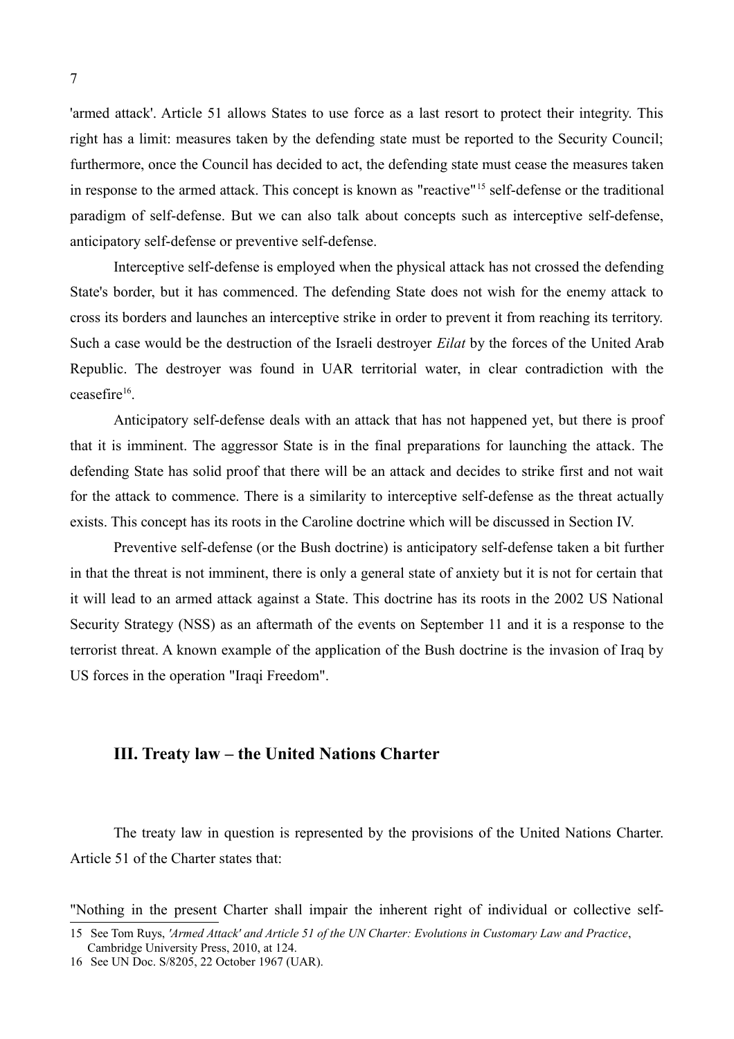'armed attack'. Article 51 allows States to use force as a last resort to protect their integrity. This right has a limit: measures taken by the defending state must be reported to the Security Council; furthermore, once the Council has decided to act, the defending state must cease the measures taken in response to the armed attack. This concept is known as "reactive"[15] self-defense or the traditional paradigm of self-defense. But we can also talk about concepts such as interceptive self-defense, anticipatory self-defense or preventive self-defense.

Interceptive self-defense is employed when the physical attack has not crossed the defending State's border, but it has commenced. The defending State does not wish for the enemy attack to cross its borders and launches an interceptive strike in order to prevent it from reaching its territory. Such a case would be the destruction of the Israeli destroyer *Eilat* by the forces of the United Arab Republic. The destroyer was found in UAR territorial water, in clear contradiction with the ceasefire[16].

Anticipatory self-defense deals with an attack that has not happened yet, but there is proof that it is imminent. The aggressor State is in the final preparations for launching the attack. The defending State has solid proof that there will be an attack and decides to strike first and not wait for the attack to commence. There is a similarity to interceptive self-defense as the threat actually exists. This concept has its roots in the Caroline doctrine which will be discussed in Section IV.

Preventive self-defense (or the Bush doctrine) is anticipatory self-defense taken a bit further in that the threat is not imminent, there is only a general state of anxiety but it is not for certain that it will lead to an armed attack against a State. This doctrine has its roots in the 2002 US National Security Strategy (NSS) as an aftermath of the events on September 11 and it is a response to the terrorist threat. A known example of the application of the Bush doctrine is the invasion of Iraq by US forces in the operation "Iraqi Freedom".

## III. Treaty law – the United Nations Charter

The treaty law in question is represented by the provisions of the United Nations Charter. Article 51 of the Charter states that:

"Nothing in the present Charter shall impair the inherent right of individual or collective self-

---

15 See Tom Ruys, *'Armed Attack' and Article 51 of the UN Charter: Evolutions in Customary Law and Practice*, Cambridge University Press, 2010, at 124.

16 See UN Doc. S/8205, 22 October 1967 (UAR).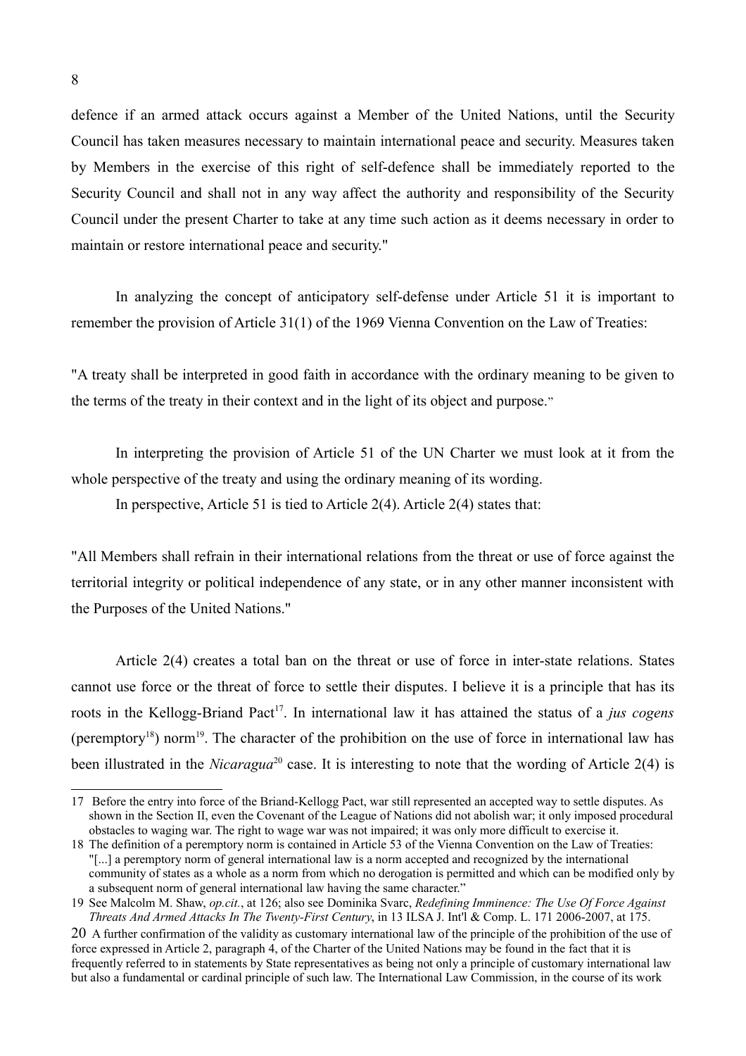defence if an armed attack occurs against a Member of the United Nations, until the Security Council has taken measures necessary to maintain international peace and security. Measures taken by Members in the exercise of this right of self-defence shall be immediately reported to the Security Council and shall not in any way affect the authority and responsibility of the Security Council under the present Charter to take at any time such action as it deems necessary in order to maintain or restore international peace and security."

In analyzing the concept of anticipatory self-defense under Article 51 it is important to remember the provision of Article 31(1) of the 1969 Vienna Convention on the Law of Treaties:

"A treaty shall be interpreted in good faith in accordance with the ordinary meaning to be given to the terms of the treaty in their context and in the light of its object and purpose."

In interpreting the provision of Article 51 of the UN Charter we must look at it from the whole perspective of the treaty and using the ordinary meaning of its wording.

In perspective, Article 51 is tied to Article 2(4). Article 2(4) states that:

"All Members shall refrain in their international relations from the threat or use of force against the territorial integrity or political independence of any state, or in any other manner inconsistent with the Purposes of the United Nations."

Article 2(4) creates a total ban on the threat or use of force in inter-state relations. States cannot use force or the threat of force to settle their disputes. I believe it is a principle that has its roots in the Kellogg-Briand Pact[17]. In international law it has attained the status of a *jus cogens* (peremptory[18]) norm[19]. The character of the prohibition on the use of force in international law has been illustrated in the *Nicaragua*[20] case. It is interesting to note that the wording of Article 2(4) is

---

17 Before the entry into force of the Briand-Kellogg Pact, war still represented an accepted way to settle disputes. As shown in the Section II, even the Covenant of the League of Nations did not abolish war; it only imposed procedural obstacles to waging war. The right to wage war was not impaired; it was only more difficult to exercise it.

18 The definition of a peremptory norm is contained in Article 53 of the Vienna Convention on the Law of Treaties: "[...] a peremptory norm of general international law is a norm accepted and recognized by the international community of states as a whole as a norm from which no derogation is permitted and which can be modified only by a subsequent norm of general international law having the same character."

19 See Malcolm M. Shaw, *op.cit.*, at 126; also see Dominika Svarc, *Redefining Imminence: The Use Of Force Against Threats And Armed Attacks In The Twenty-First Century*, in 13 ILSA J. Int'l & Comp. L. 171 2006-2007, at 175.

20 A further confirmation of the validity as customary international law of the principle of the prohibition of the use of force expressed in Article 2, paragraph 4, of the Charter of the United Nations may be found in the fact that it is frequently referred to in statements by State representatives as being not only a principle of customary international law but also a fundamental or cardinal principle of such law. The International Law Commission, in the course of its work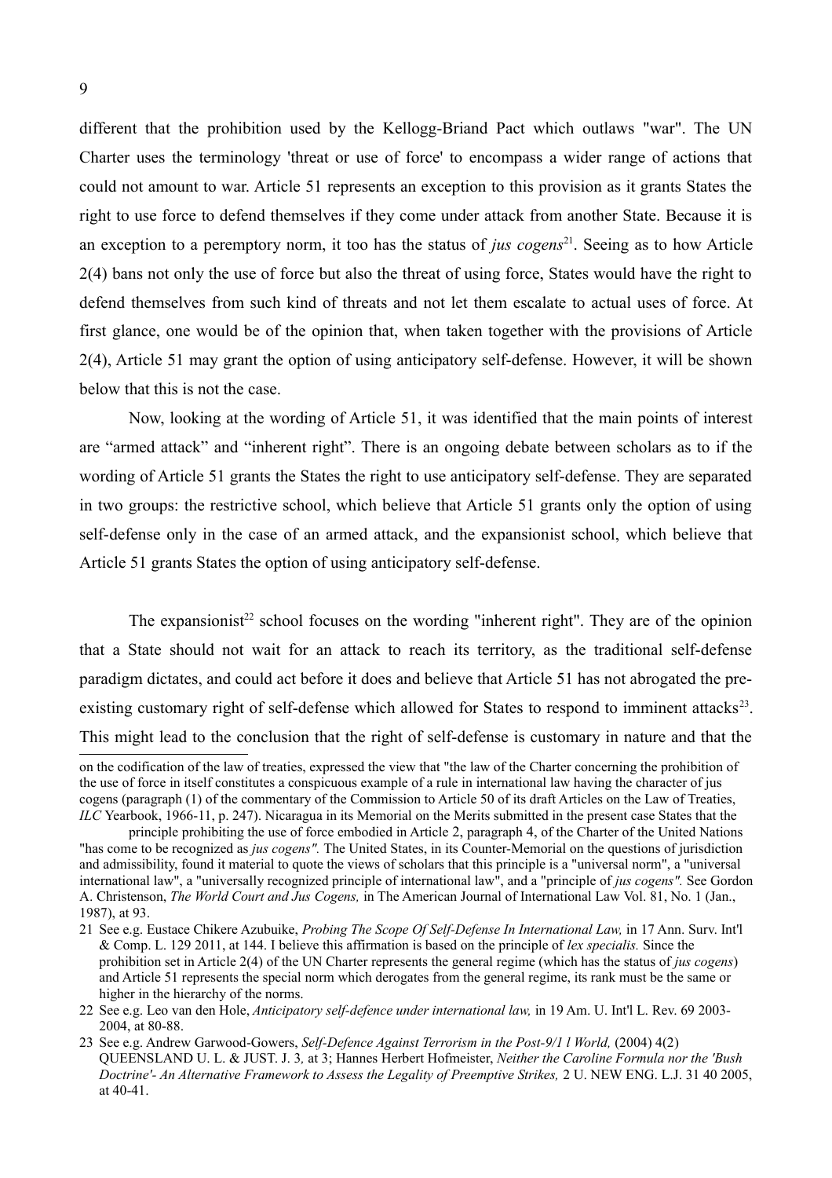different that the prohibition used by the Kellogg-Briand Pact which outlaws "war". The UN Charter uses the terminology 'threat or use of force' to encompass a wider range of actions that could not amount to war. Article 51 represents an exception to this provision as it grants States the right to use force to defend themselves if they come under attack from another State. Because it is an exception to a peremptory norm, it too has the status of *jus cogens*[21]. Seeing as to how Article 2(4) bans not only the use of force but also the threat of using force, States would have the right to defend themselves from such kind of threats and not let them escalate to actual uses of force. At first glance, one would be of the opinion that, when taken together with the provisions of Article 2(4), Article 51 may grant the option of using anticipatory self-defense. However, it will be shown below that this is not the case.

Now, looking at the wording of Article 51, it was identified that the main points of interest are "armed attack" and "inherent right". There is an ongoing debate between scholars as to if the wording of Article 51 grants the States the right to use anticipatory self-defense. They are separated in two groups: the restrictive school, which believe that Article 51 grants only the option of using self-defense only in the case of an armed attack, and the expansionist school, which believe that Article 51 grants States the option of using anticipatory self-defense.

The expansionist[22] school focuses on the wording "inherent right". They are of the opinion that a State should not wait for an attack to reach its territory, as the traditional self-defense paradigm dictates, and could act before it does and believe that Article 51 has not abrogated the pre-existing customary right of self-defense which allowed for States to respond to imminent attacks[23]. This might lead to the conclusion that the right of self-defense is customary in nature and that the

---

on the codification of the law of treaties, expressed the view that "the law of the Charter concerning the prohibition of the use of force in itself constitutes a conspicuous example of a rule in international law having the character of jus cogens (paragraph (1) of the commentary of the Commission to Article 50 of its draft Articles on the Law of Treaties, *ILC* Yearbook, 1966-11, p. 247). Nicaragua in its Memorial on the Merits submitted in the present case States that the principle prohibiting the use of force embodied in Article 2, paragraph 4, of the Charter of the United Nations "has come to be recognized as *jus cogens".* The United States, in its Counter-Memorial on the questions of jurisdiction and admissibility, found it material to quote the views of scholars that this principle is a "universal norm", a "universal international law", a "universally recognized principle of international law", and a "principle of *jus cogens".* See Gordon A. Christenson, *The World Court and Jus Cogens,* in The American Journal of International Law Vol. 81, No. 1 (Jan., 1987), at 93.

21 See e.g. Eustace Chikere Azubuike, *Probing The Scope Of Self-Defense In International Law,* in 17 Ann. Surv. Int'l & Comp. L. 129 2011, at 144. I believe this affirmation is based on the principle of *lex specialis.* Since the prohibition set in Article 2(4) of the UN Charter represents the general regime (which has the status of *jus cogens*) and Article 51 represents the special norm which derogates from the general regime, its rank must be the same or higher in the hierarchy of the norms.

22 See e.g. Leo van den Hole, *Anticipatory self-defence under international law,* in 19 Am. U. Int'l L. Rev. 69 2003-2004, at 80-88.

23 See e.g. Andrew Garwood-Gowers, *Self-Defence Against Terrorism in the Post-9/1 l World,* (2004) 4(2) QUEENSLAND U. L. & JUST. J. 3, at 3; Hannes Herbert Hofmeister, *Neither the Caroline Formula nor the 'Bush Doctrine'- An Alternative Framework to Assess the Legality of Preemptive Strikes,* 2 U. NEW ENG. L.J. 31 40 2005, at 40-41.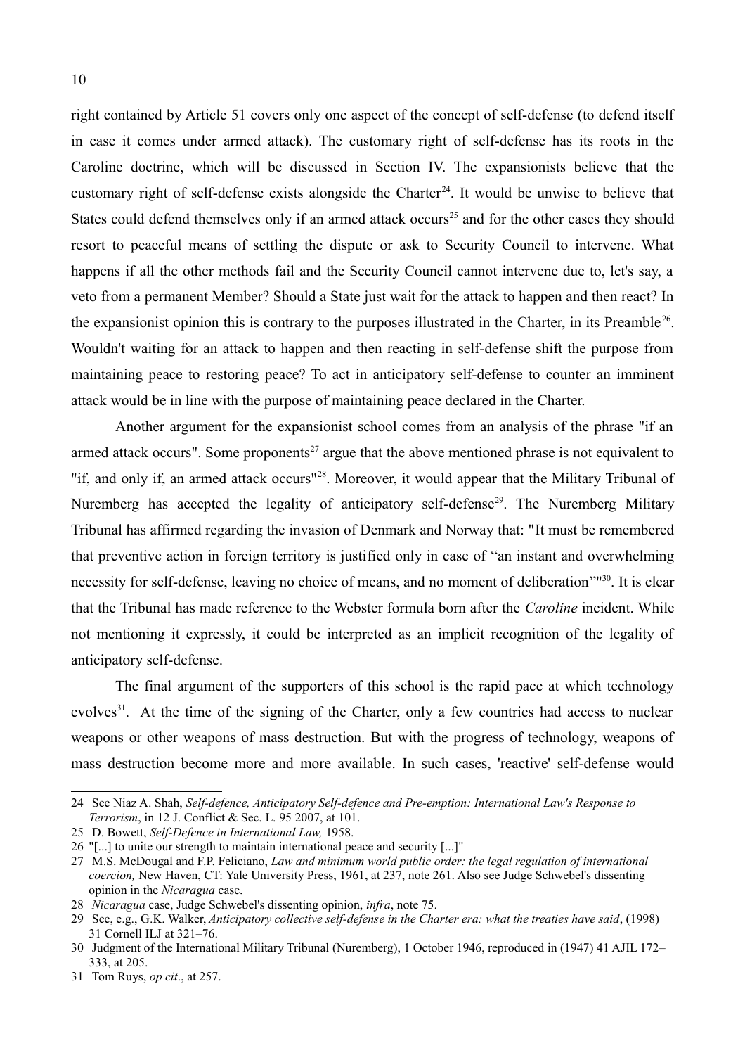right contained by Article 51 covers only one aspect of the concept of self-defense (to defend itself in case it comes under armed attack). The customary right of self-defense has its roots in the Caroline doctrine, which will be discussed in Section IV. The expansionists believe that the customary right of self-defense exists alongside the Charter[24]. It would be unwise to believe that States could defend themselves only if an armed attack occurs[25] and for the other cases they should resort to peaceful means of settling the dispute or ask to Security Council to intervene. What happens if all the other methods fail and the Security Council cannot intervene due to, let's say, a veto from a permanent Member? Should a State just wait for the attack to happen and then react? In the expansionist opinion this is contrary to the purposes illustrated in the Charter, in its Preamble[26]. Wouldn't waiting for an attack to happen and then reacting in self-defense shift the purpose from maintaining peace to restoring peace? To act in anticipatory self-defense to counter an imminent attack would be in line with the purpose of maintaining peace declared in the Charter.

Another argument for the expansionist school comes from an analysis of the phrase "if an armed attack occurs". Some proponents[27] argue that the above mentioned phrase is not equivalent to "if, and only if, an armed attack occurs"[28]. Moreover, it would appear that the Military Tribunal of Nuremberg has accepted the legality of anticipatory self-defense[29]. The Nuremberg Military Tribunal has affirmed regarding the invasion of Denmark and Norway that: "It must be remembered that preventive action in foreign territory is justified only in case of "an instant and overwhelming necessity for self-defense, leaving no choice of means, and no moment of deliberation""[30]. It is clear that the Tribunal has made reference to the Webster formula born after the *Caroline* incident. While not mentioning it expressly, it could be interpreted as an implicit recognition of the legality of anticipatory self-defense.

The final argument of the supporters of this school is the rapid pace at which technology evolves[31]. At the time of the signing of the Charter, only a few countries had access to nuclear weapons or other weapons of mass destruction. But with the progress of technology, weapons of mass destruction become more and more available. In such cases, 'reactive' self-defense would

---

24 See Niaz A. Shah, *Self-defence, Anticipatory Self-defence and Pre-emption: International Law's Response to Terrorism*, in 12 J. Conflict & Sec. L. 95 2007, at 101.

25 D. Bowett, *Self-Defence in International Law,* 1958.

26 "[...] to unite our strength to maintain international peace and security [...]"

27 M.S. McDougal and F.P. Feliciano, *Law and minimum world public order: the legal regulation of international coercion,* New Haven, CT: Yale University Press, 1961, at 237, note 261. Also see Judge Schwebel's dissenting opinion in the *Nicaragua* case.

28 *Nicaragua* case, Judge Schwebel's dissenting opinion, *infra*, note 75.

29 See, e.g., G.K. Walker, *Anticipatory collective self-defense in the Charter era: what the treaties have said*, (1998) 31 Cornell ILJ at 321–76.

30 Judgment of the International Military Tribunal (Nuremberg), 1 October 1946, reproduced in (1947) 41 AJIL 172–333, at 205.

31 Tom Ruys, *op cit*., at 257.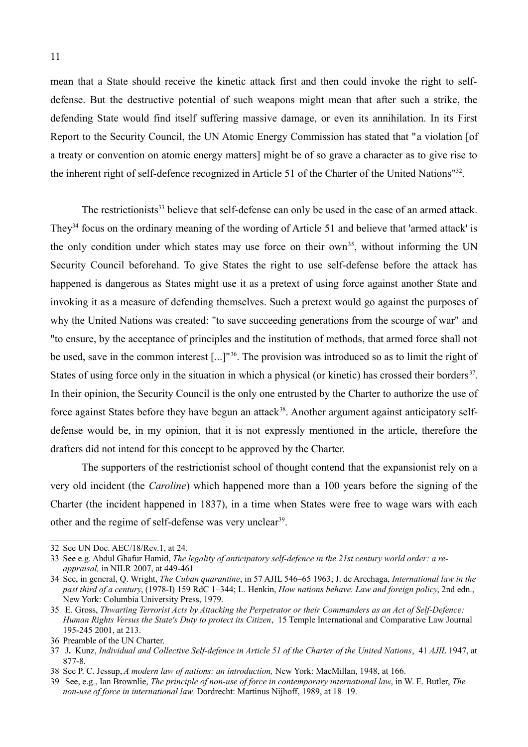mean that a State should receive the kinetic attack first and then could invoke the right to self-defense. But the destructive potential of such weapons might mean that after such a strike, the defending State would find itself suffering massive damage, or even its annihilation. In its First Report to the Security Council, the UN Atomic Energy Commission has stated that "a violation [of a treaty or convention on atomic energy matters] might be of so grave a character as to give rise to the inherent right of self-defence recognized in Article 51 of the Charter of the United Nations"[32].

The restrictionists[33] believe that self-defense can only be used in the case of an armed attack. They[34] focus on the ordinary meaning of the wording of Article 51 and believe that 'armed attack' is the only condition under which states may use force on their own[35], without informing the UN Security Council beforehand. To give States the right to use self-defense before the attack has happened is dangerous as States might use it as a pretext of using force against another State and invoking it as a measure of defending themselves. Such a pretext would go against the purposes of why the United Nations was created: "to save succeeding generations from the scourge of war" and "to ensure, by the acceptance of principles and the institution of methods, that armed force shall not be used, save in the common interest [...]"[36]. The provision was introduced so as to limit the right of States of using force only in the situation in which a physical (or kinetic) has crossed their borders[37]. In their opinion, the Security Council is the only one entrusted by the Charter to authorize the use of force against States before they have begun an attack[38]. Another argument against anticipatory self-defense would be, in my opinion, that it is not expressly mentioned in the article, therefore the drafters did not intend for this concept to be approved by the Charter.

The supporters of the restrictionist school of thought contend that the expansionist rely on a very old incident (the *Caroline*) which happened more than a 100 years before the signing of the Charter (the incident happened in 1837), in a time when States were free to wage wars with each other and the regime of self-defense was very unclear[39].

---

32 See UN Doc. AEC/18/Rev.1, at 24.

33 See e.g. Abdul Ghafur Hamid, *The legality of anticipatory self-defence in the 21st century world order: a re-appraisal,* in NILR 2007, at 449-461

34 See, in general, Q. Wright, *The Cuban quarantine*, in 57 AJIL 546–65 1963; J. de Arechaga, *International law in the past third of a century*, (1978-I) 159 RdC 1–344; L. Henkin, *How nations behave. Law and foreign policy*, 2nd edn., New York: Columbia University Press, 1979.

35 E. Gross, *Thwarting Terrorist Acts by Attacking the Perpetrator or their Commanders as an Act of Self-Defence: Human Rights Versus the State's Duty to protect its Citizen*, 15 Temple International and Comparative Law Journal 195-245 2001, at 213.

36 Preamble of the UN Charter.

37 J. Kunz, *Individual and Collective Self-defence in Article 51 of the Charter of the United Nations*, 41 *AJIL* 1947, at 877-8.

38 See P. C. Jessup, *A modern law of nations: an introduction,* New York: MacMillan, 1948, at 166.

39 See, e.g., Ian Brownlie, *The principle of non-use of force in contemporary international law*, in W. E. Butler, *The non-use of force in international law,* Dordrecht: Martinus Nijhoff, 1989, at 18–19.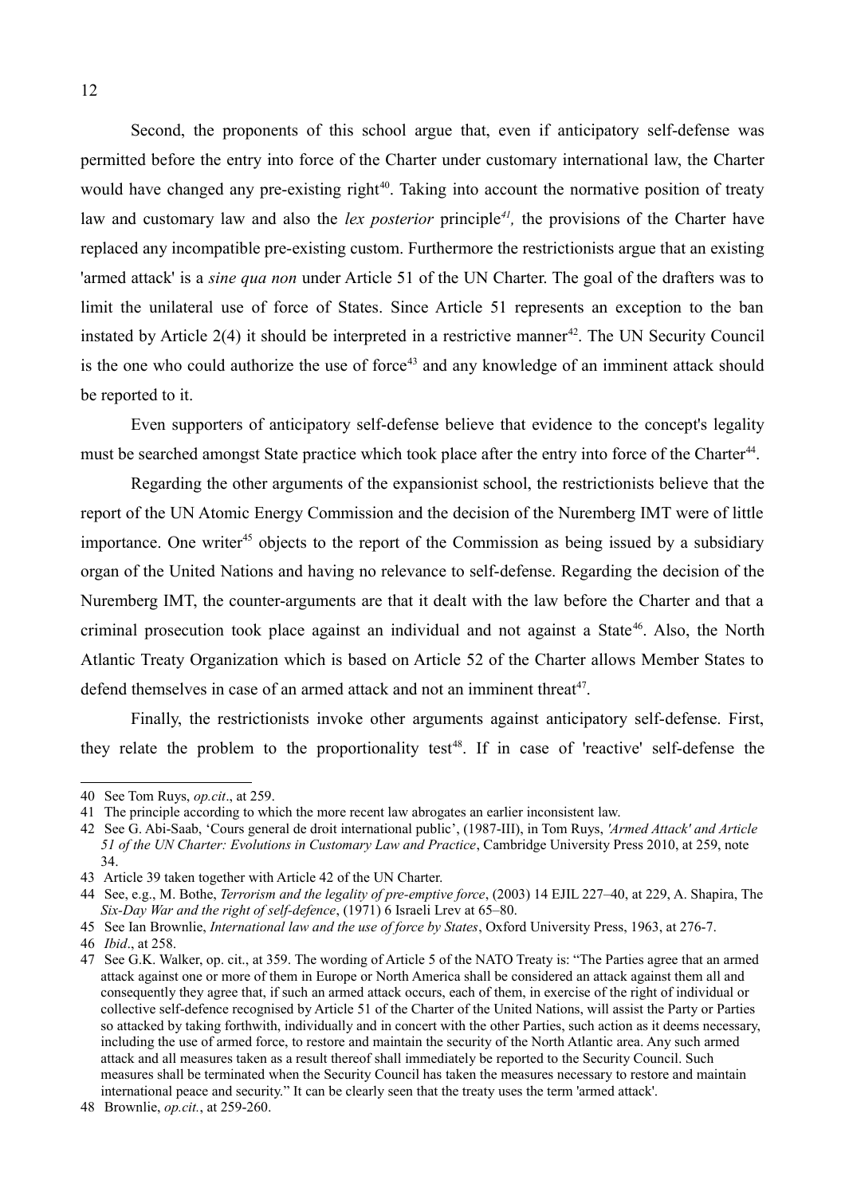Second, the proponents of this school argue that, even if anticipatory self-defense was permitted before the entry into force of the Charter under customary international law, the Charter would have changed any pre-existing right[40]. Taking into account the normative position of treaty law and customary law and also the *lex posterior* principle[41], the provisions of the Charter have replaced any incompatible pre-existing custom. Furthermore the restrictionists argue that an existing 'armed attack' is a *sine qua non* under Article 51 of the UN Charter. The goal of the drafters was to limit the unilateral use of force of States. Since Article 51 represents an exception to the ban instated by Article 2(4) it should be interpreted in a restrictive manner[42]. The UN Security Council is the one who could authorize the use of force[43] and any knowledge of an imminent attack should be reported to it.

Even supporters of anticipatory self-defense believe that evidence to the concept's legality must be searched amongst State practice which took place after the entry into force of the Charter[44].

Regarding the other arguments of the expansionist school, the restrictionists believe that the report of the UN Atomic Energy Commission and the decision of the Nuremberg IMT were of little importance. One writer[45] objects to the report of the Commission as being issued by a subsidiary organ of the United Nations and having no relevance to self-defense. Regarding the decision of the Nuremberg IMT, the counter-arguments are that it dealt with the law before the Charter and that a criminal prosecution took place against an individual and not against a State[46]. Also, the North Atlantic Treaty Organization which is based on Article 52 of the Charter allows Member States to defend themselves in case of an armed attack and not an imminent threat[47].

Finally, the restrictionists invoke other arguments against anticipatory self-defense. First, they relate the problem to the proportionality test[48]. If in case of 'reactive' self-defense the

---

40 See Tom Ruys, *op.cit*., at 259.

41 The principle according to which the more recent law abrogates an earlier inconsistent law.

42 See G. Abi-Saab, 'Cours general de droit international public', (1987-III), in Tom Ruys, *'Armed Attack' and Article 51 of the UN Charter: Evolutions in Customary Law and Practice*, Cambridge University Press 2010, at 259, note 34.

43 Article 39 taken together with Article 42 of the UN Charter.

44 See, e.g., M. Bothe, *Terrorism and the legality of pre-emptive force*, (2003) 14 EJIL 227–40, at 229, A. Shapira, The *Six-Day War and the right of self-defence*, (1971) 6 Israeli Lrev at 65–80.

45 See Ian Brownlie, *International law and the use of force by States*, Oxford University Press, 1963, at 276-7.

46 *Ibid*., at 258.

47 See G.K. Walker, op. cit., at 359. The wording of Article 5 of the NATO Treaty is: "The Parties agree that an armed attack against one or more of them in Europe or North America shall be considered an attack against them all and consequently they agree that, if such an armed attack occurs, each of them, in exercise of the right of individual or collective self-defence recognised by Article 51 of the Charter of the United Nations, will assist the Party or Parties so attacked by taking forthwith, individually and in concert with the other Parties, such action as it deems necessary, including the use of armed force, to restore and maintain the security of the North Atlantic area. Any such armed attack and all measures taken as a result thereof shall immediately be reported to the Security Council. Such measures shall be terminated when the Security Council has taken the measures necessary to restore and maintain international peace and security." It can be clearly seen that the treaty uses the term 'armed attack'.

48 Brownlie, *op.cit.*, at 259-260.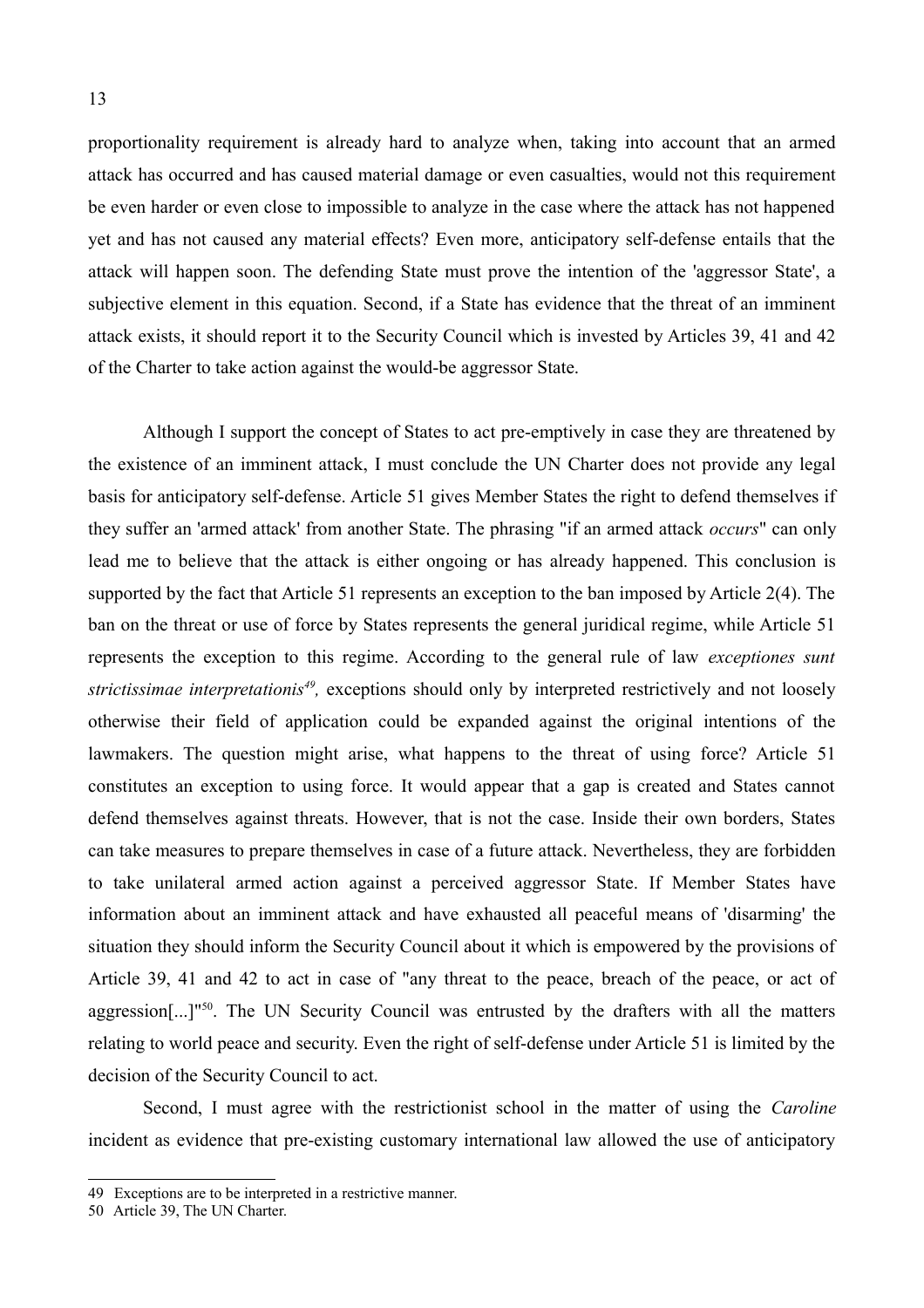proportionality requirement is already hard to analyze when, taking into account that an armed attack has occurred and has caused material damage or even casualties, would not this requirement be even harder or even close to impossible to analyze in the case where the attack has not happened yet and has not caused any material effects? Even more, anticipatory self-defense entails that the attack will happen soon. The defending State must prove the intention of the 'aggressor State', a subjective element in this equation. Second, if a State has evidence that the threat of an imminent attack exists, it should report it to the Security Council which is invested by Articles 39, 41 and 42 of the Charter to take action against the would-be aggressor State.

Although I support the concept of States to act pre-emptively in case they are threatened by the existence of an imminent attack, I must conclude the UN Charter does not provide any legal basis for anticipatory self-defense. Article 51 gives Member States the right to defend themselves if they suffer an 'armed attack' from another State. The phrasing "if an armed attack *occurs*" can only lead me to believe that the attack is either ongoing or has already happened. This conclusion is supported by the fact that Article 51 represents an exception to the ban imposed by Article 2(4). The ban on the threat or use of force by States represents the general juridical regime, while Article 51 represents the exception to this regime. According to the general rule of law *exceptiones sunt strictissimae interpretationis*[49], exceptions should only by interpreted restrictively and not loosely otherwise their field of application could be expanded against the original intentions of the lawmakers. The question might arise, what happens to the threat of using force? Article 51 constitutes an exception to using force. It would appear that a gap is created and States cannot defend themselves against threats. However, that is not the case. Inside their own borders, States can take measures to prepare themselves in case of a future attack. Nevertheless, they are forbidden to take unilateral armed action against a perceived aggressor State. If Member States have information about an imminent attack and have exhausted all peaceful means of 'disarming' the situation they should inform the Security Council about it which is empowered by the provisions of Article 39, 41 and 42 to act in case of "any threat to the peace, breach of the peace, or act of aggression[...]"[50]. The UN Security Council was entrusted by the drafters with all the matters relating to world peace and security. Even the right of self-defense under Article 51 is limited by the decision of the Security Council to act.

Second, I must agree with the restrictionist school in the matter of using the *Caroline* incident as evidence that pre-existing customary international law allowed the use of anticipatory

---

49 Exceptions are to be interpreted in a restrictive manner.

50 Article 39, The UN Charter.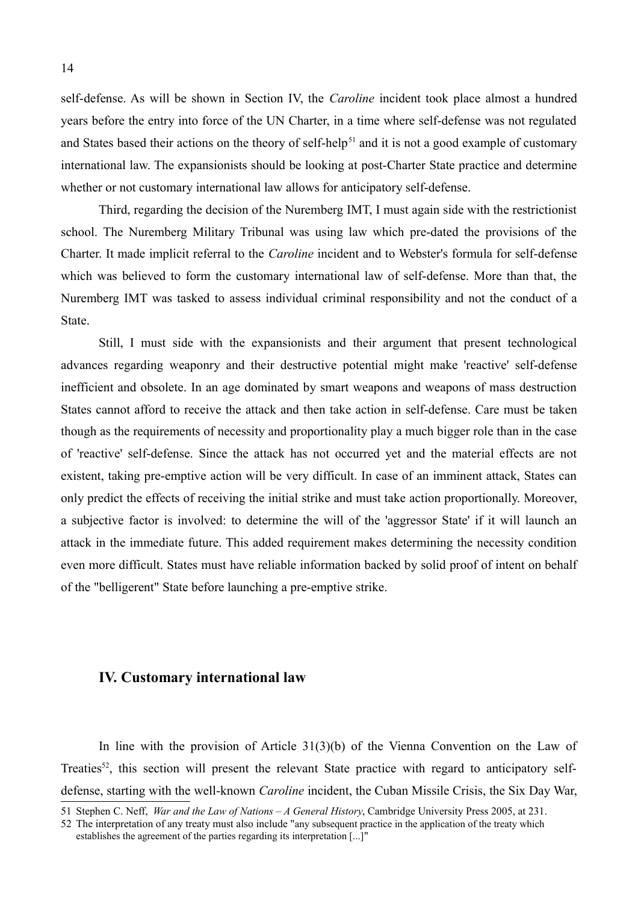self-defense. As will be shown in Section IV, the *Caroline* incident took place almost a hundred years before the entry into force of the UN Charter, in a time where self-defense was not regulated and States based their actions on the theory of self-help[51] and it is not a good example of customary international law. The expansionists should be looking at post-Charter State practice and determine whether or not customary international law allows for anticipatory self-defense.

Third, regarding the decision of the Nuremberg IMT, I must again side with the restrictionist school. The Nuremberg Military Tribunal was using law which pre-dated the provisions of the Charter. It made implicit referral to the *Caroline* incident and to Webster's formula for self-defense which was believed to form the customary international law of self-defense. More than that, the Nuremberg IMT was tasked to assess individual criminal responsibility and not the conduct of a State.

Still, I must side with the expansionists and their argument that present technological advances regarding weaponry and their destructive potential might make 'reactive' self-defense inefficient and obsolete. In an age dominated by smart weapons and weapons of mass destruction States cannot afford to receive the attack and then take action in self-defense. Care must be taken though as the requirements of necessity and proportionality play a much bigger role than in the case of 'reactive' self-defense. Since the attack has not occurred yet and the material effects are not existent, taking pre-emptive action will be very difficult. In case of an imminent attack, States can only predict the effects of receiving the initial strike and must take action proportionally. Moreover, a subjective factor is involved: to determine the will of the 'aggressor State' if it will launch an attack in the immediate future. This added requirement makes determining the necessity condition even more difficult. States must have reliable information backed by solid proof of intent on behalf of the "belligerent" State before launching a pre-emptive strike.

## IV. Customary international law

In line with the provision of Article 31(3)(b) of the Vienna Convention on the Law of Treaties[52], this section will present the relevant State practice with regard to anticipatory self-defense, starting with the well-known *Caroline* incident, the Cuban Missile Crisis, the Six Day War,

51 Stephen C. Neff, *War and the Law of Nations – A General History*, Cambridge University Press 2005, at 231.

52 The interpretation of any treaty must also include "any subsequent practice in the application of the treaty which establishes the agreement of the parties regarding its interpretation [...]"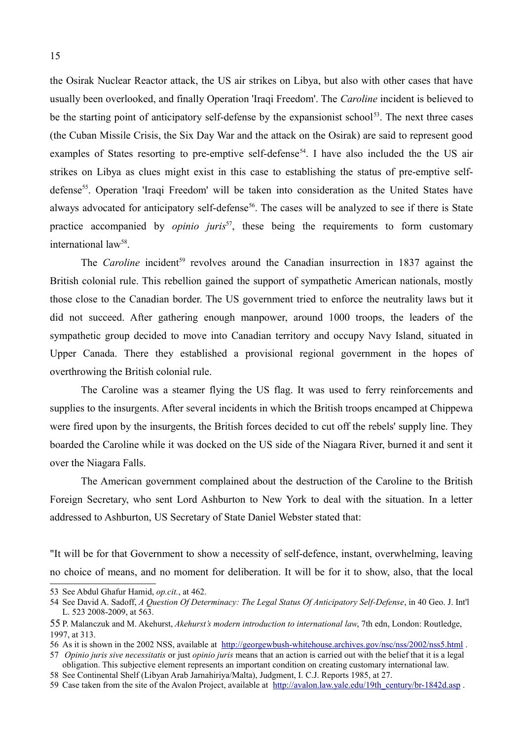the Osirak Nuclear Reactor attack, the US air strikes on Libya, but also with other cases that have usually been overlooked, and finally Operation 'Iraqi Freedom'. The *Caroline* incident is believed to be the starting point of anticipatory self-defense by the expansionist school[53]. The next three cases (the Cuban Missile Crisis, the Six Day War and the attack on the Osirak) are said to represent good examples of States resorting to pre-emptive self-defense[54]. I have also included the the US air strikes on Libya as clues might exist in this case to establishing the status of pre-emptive self-defense[55]. Operation 'Iraqi Freedom' will be taken into consideration as the United States have always advocated for anticipatory self-defense[56]. The cases will be analyzed to see if there is State practice accompanied by *opinio juris*[57], these being the requirements to form customary international law[58].

The *Caroline* incident[59] revolves around the Canadian insurrection in 1837 against the British colonial rule. This rebellion gained the support of sympathetic American nationals, mostly those close to the Canadian border. The US government tried to enforce the neutrality laws but it did not succeed. After gathering enough manpower, around 1000 troops, the leaders of the sympathetic group decided to move into Canadian territory and occupy Navy Island, situated in Upper Canada. There they established a provisional regional government in the hopes of overthrowing the British colonial rule.

The Caroline was a steamer flying the US flag. It was used to ferry reinforcements and supplies to the insurgents. After several incidents in which the British troops encamped at Chippewa were fired upon by the insurgents, the British forces decided to cut off the rebels' supply line. They boarded the Caroline while it was docked on the US side of the Niagara River, burned it and sent it over the Niagara Falls.

The American government complained about the destruction of the Caroline to the British Foreign Secretary, who sent Lord Ashburton to New York to deal with the situation. In a letter addressed to Ashburton, US Secretary of State Daniel Webster stated that:

"It will be for that Government to show a necessity of self-defence, instant, overwhelming, leaving no choice of means, and no moment for deliberation. It will be for it to show, also, that the local

---

53 See Abdul Ghafur Hamid, *op.cit.*, at 462.

54 See David A. Sadoff, *A Question Of Determinacy: The Legal Status Of Anticipatory Self-Defense*, in 40 Geo. J. Int'l L. 523 2008-2009, at 563.

55 P. Malanczuk and M. Akehurst, *Akehurst's modern introduction to international law*, 7th edn, London: Routledge, 1997, at 313.

56 As it is shown in the 2002 NSS, available at http://georgewbush-whitehouse.archives.gov/nsc/nss/2002/nss5.html .

57 *Opinio juris sive necessitatis* or just *opinio juris* means that an action is carried out with the belief that it is a legal obligation. This subjective element represents an important condition on creating customary international law.

58 See Continental Shelf (Libyan Arab Jarnahiriya/Malta), Judgment, I. C.J. Reports 1985, at 27.

59 Case taken from the site of the Avalon Project, available at http://avalon.law.yale.edu/19th_century/br-1842d.asp .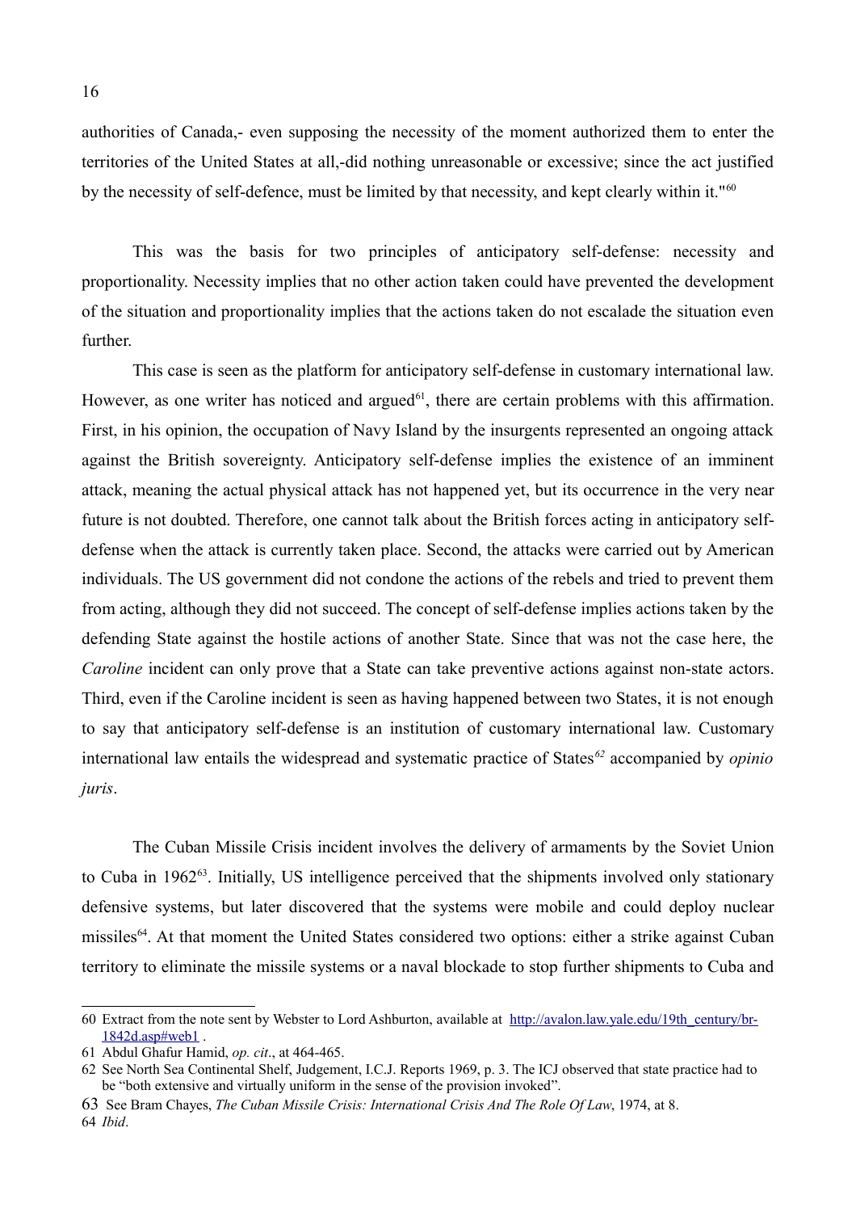authorities of Canada,- even supposing the necessity of the moment authorized them to enter the territories of the United States at all,-did nothing unreasonable or excessive; since the act justified by the necessity of self-defence, must be limited by that necessity, and kept clearly within it."[60]

This was the basis for two principles of anticipatory self-defense: necessity and proportionality. Necessity implies that no other action taken could have prevented the development of the situation and proportionality implies that the actions taken do not escalade the situation even further.

This case is seen as the platform for anticipatory self-defense in customary international law. However, as one writer has noticed and argued[61], there are certain problems with this affirmation. First, in his opinion, the occupation of Navy Island by the insurgents represented an ongoing attack against the British sovereignty. Anticipatory self-defense implies the existence of an imminent attack, meaning the actual physical attack has not happened yet, but its occurrence in the very near future is not doubted. Therefore, one cannot talk about the British forces acting in anticipatory self-defense when the attack is currently taken place. Second, the attacks were carried out by American individuals. The US government did not condone the actions of the rebels and tried to prevent them from acting, although they did not succeed. The concept of self-defense implies actions taken by the defending State against the hostile actions of another State. Since that was not the case here, the *Caroline* incident can only prove that a State can take preventive actions against non-state actors. Third, even if the Caroline incident is seen as having happened between two States, it is not enough to say that anticipatory self-defense is an institution of customary international law. Customary international law entails the widespread and systematic practice of States[62] accompanied by *opinio juris*.

The Cuban Missile Crisis incident involves the delivery of armaments by the Soviet Union to Cuba in 1962[63]. Initially, US intelligence perceived that the shipments involved only stationary defensive systems, but later discovered that the systems were mobile and could deploy nuclear missiles[64]. At that moment the United States considered two options: either a strike against Cuban territory to eliminate the missile systems or a naval blockade to stop further shipments to Cuba and

---

60 Extract from the note sent by Webster to Lord Ashburton, available at http://avalon.law.yale.edu/19th_century/br-1842d.asp#web1 .

61 Abdul Ghafur Hamid, *op. cit*., at 464-465.

62 See North Sea Continental Shelf, Judgement, I.C.J. Reports 1969, p. 3. The ICJ observed that state practice had to be "both extensive and virtually uniform in the sense of the provision invoked".

63 See Bram Chayes, *The Cuban Missile Crisis: International Crisis And The Role Of Law*, 1974, at 8.

64 *Ibid*.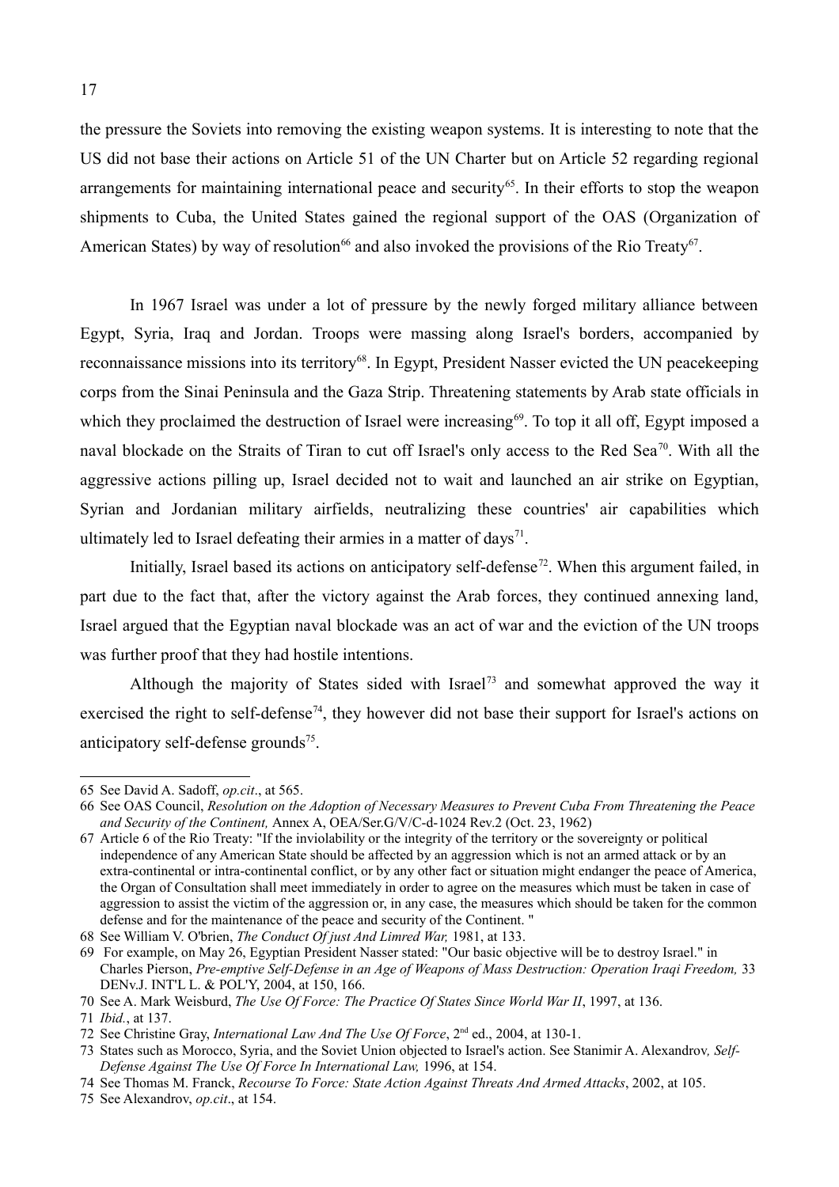the pressure the Soviets into removing the existing weapon systems. It is interesting to note that the US did not base their actions on Article 51 of the UN Charter but on Article 52 regarding regional arrangements for maintaining international peace and security[65]. In their efforts to stop the weapon shipments to Cuba, the United States gained the regional support of the OAS (Organization of American States) by way of resolution[66] and also invoked the provisions of the Rio Treaty[67].

In 1967 Israel was under a lot of pressure by the newly forged military alliance between Egypt, Syria, Iraq and Jordan. Troops were massing along Israel's borders, accompanied by reconnaissance missions into its territory[68]. In Egypt, President Nasser evicted the UN peacekeeping corps from the Sinai Peninsula and the Gaza Strip. Threatening statements by Arab state officials in which they proclaimed the destruction of Israel were increasing[69]. To top it all off, Egypt imposed a naval blockade on the Straits of Tiran to cut off Israel's only access to the Red Sea[70]. With all the aggressive actions pilling up, Israel decided not to wait and launched an air strike on Egyptian, Syrian and Jordanian military airfields, neutralizing these countries' air capabilities which ultimately led to Israel defeating their armies in a matter of days[71].

Initially, Israel based its actions on anticipatory self-defense[72]. When this argument failed, in part due to the fact that, after the victory against the Arab forces, they continued annexing land, Israel argued that the Egyptian naval blockade was an act of war and the eviction of the UN troops was further proof that they had hostile intentions.

Although the majority of States sided with Israel[73] and somewhat approved the way it exercised the right to self-defense[74], they however did not base their support for Israel's actions on anticipatory self-defense grounds[75].

---

65 See David A. Sadoff, *op.cit*., at 565.

66 See OAS Council, *Resolution on the Adoption of Necessary Measures to Prevent Cuba From Threatening the Peace and Security of the Continent,* Annex A, OEA/Ser.G/V/C-d-1024 Rev.2 (Oct. 23, 1962)

67 Article 6 of the Rio Treaty: "If the inviolability or the integrity of the territory or the sovereignty or political independence of any American State should be affected by an aggression which is not an armed attack or by an extra-continental or intra-continental conflict, or by any other fact or situation might endanger the peace of America, the Organ of Consultation shall meet immediately in order to agree on the measures which must be taken in case of aggression to assist the victim of the aggression or, in any case, the measures which should be taken for the common defense and for the maintenance of the peace and security of the Continent. "

68 See William V. O'brien, *The Conduct Of just And Limred War,* 1981, at 133.

69 For example, on May 26, Egyptian President Nasser stated: "Our basic objective will be to destroy Israel." in Charles Pierson, *Pre-emptive Self-Defense in an Age of Weapons of Mass Destruction: Operation Iraqi Freedom,* 33 DENv.J. INT'L L. & POL'Y, 2004, at 150, 166.

70 See A. Mark Weisburd, *The Use Of Force: The Practice Of States Since World War II*, 1997, at 136.

71 *Ibid.*, at 137.

72 See Christine Gray, *International Law And The Use Of Force*, 2nd ed., 2004, at 130-1.

73 States such as Morocco, Syria, and the Soviet Union objected to Israel's action. See Stanimir A. Alexandrov*, Self-Defense Against The Use Of Force In International Law,* 1996, at 154.

74 See Thomas M. Franck, *Recourse To Force: State Action Against Threats And Armed Attacks*, 2002, at 105.

75 See Alexandrov, *op.cit*., at 154.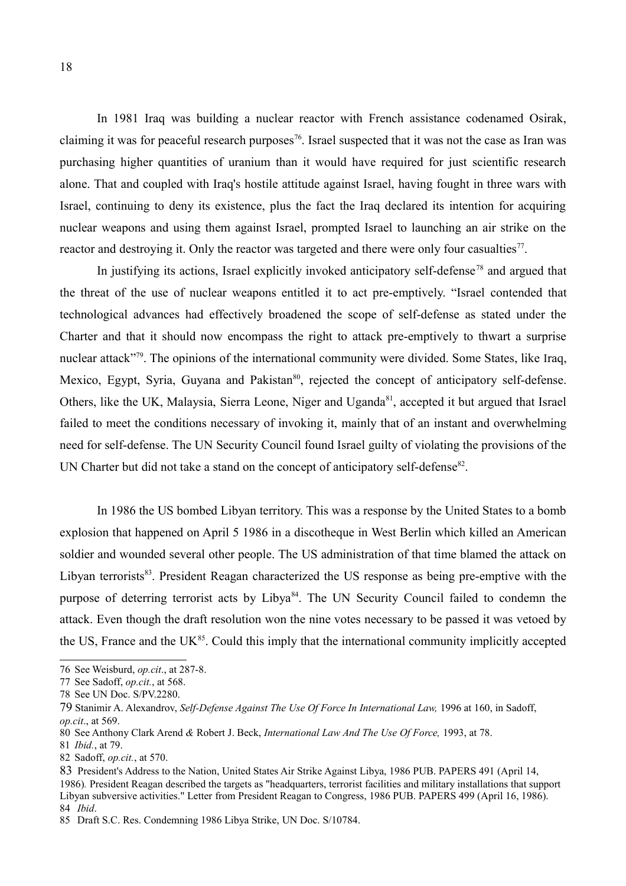In 1981 Iraq was building a nuclear reactor with French assistance codenamed Osirak, claiming it was for peaceful research purposes[76]. Israel suspected that it was not the case as Iran was purchasing higher quantities of uranium than it would have required for just scientific research alone. That and coupled with Iraq's hostile attitude against Israel, having fought in three wars with Israel, continuing to deny its existence, plus the fact the Iraq declared its intention for acquiring nuclear weapons and using them against Israel, prompted Israel to launching an air strike on the reactor and destroying it. Only the reactor was targeted and there were only four casualties[77].

In justifying its actions, Israel explicitly invoked anticipatory self-defense[78] and argued that the threat of the use of nuclear weapons entitled it to act pre-emptively. "Israel contended that technological advances had effectively broadened the scope of self-defense as stated under the Charter and that it should now encompass the right to attack pre-emptively to thwart a surprise nuclear attack"[79]. The opinions of the international community were divided. Some States, like Iraq, Mexico, Egypt, Syria, Guyana and Pakistan[80], rejected the concept of anticipatory self-defense. Others, like the UK, Malaysia, Sierra Leone, Niger and Uganda[81], accepted it but argued that Israel failed to meet the conditions necessary of invoking it, mainly that of an instant and overwhelming need for self-defense. The UN Security Council found Israel guilty of violating the provisions of the UN Charter but did not take a stand on the concept of anticipatory self-defense[82].

In 1986 the US bombed Libyan territory. This was a response by the United States to a bomb explosion that happened on April 5 1986 in a discotheque in West Berlin which killed an American soldier and wounded several other people. The US administration of that time blamed the attack on Libyan terrorists[83]. President Reagan characterized the US response as being pre-emptive with the purpose of deterring terrorist acts by Libya[84]. The UN Security Council failed to condemn the attack. Even though the draft resolution won the nine votes necessary to be passed it was vetoed by the US, France and the UK[85]. Could this imply that the international community implicitly accepted

---

76 See Weisburd, *op.cit*., at 287-8.

77 See Sadoff, *op.cit.*, at 568.

78 See UN Doc. S/PV.2280.

79 Stanimir A. Alexandrov, *Self-Defense Against The Use Of Force In International Law,* 1996 at 160, in Sadoff, *op.cit*., at 569.

80 See Anthony Clark Arend *&* Robert J. Beck, *International Law And The Use Of Force,* 1993, at 78.

81 *Ibid.*, at 79.

82 Sadoff, *op.cit.*, at 570.

83 President's Address to the Nation, United States Air Strike Against Libya, 1986 PUB. PAPERS 491 (April 14, 1986)*.* President Reagan described the targets as "headquarters, terrorist facilities and military installations that support Libyan subversive activities." Letter from President Reagan to Congress, 1986 PUB. PAPERS 499 (April 16, 1986).

84 *Ibid*.

85 Draft S.C. Res. Condemning 1986 Libya Strike, UN Doc. S/10784.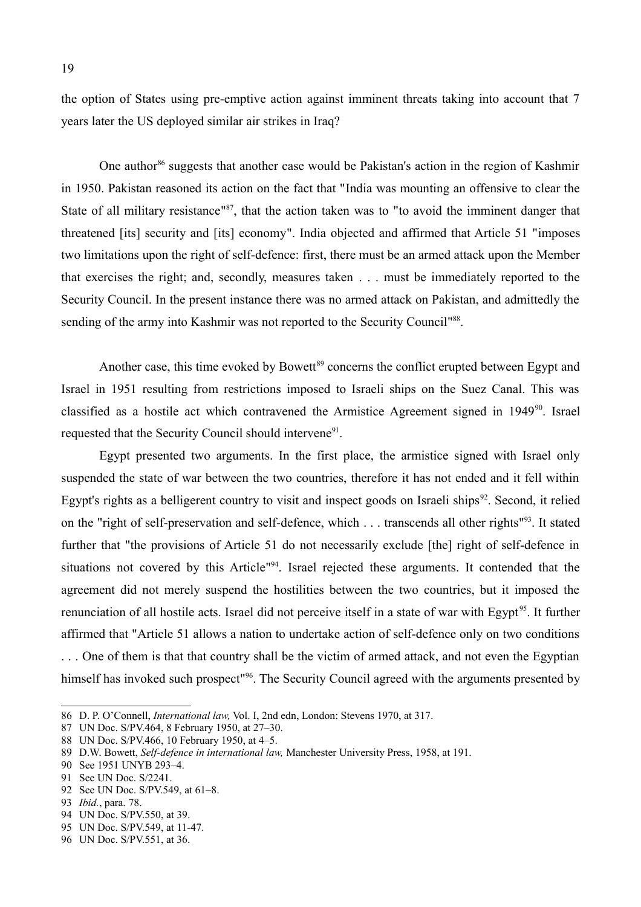the option of States using pre-emptive action against imminent threats taking into account that 7 years later the US deployed similar air strikes in Iraq?

One author[86] suggests that another case would be Pakistan's action in the region of Kashmir in 1950. Pakistan reasoned its action on the fact that "India was mounting an offensive to clear the State of all military resistance"[87], that the action taken was to "to avoid the imminent danger that threatened [its] security and [its] economy". India objected and affirmed that Article 51 "imposes two limitations upon the right of self-defence: first, there must be an armed attack upon the Member that exercises the right; and, secondly, measures taken . . . must be immediately reported to the Security Council. In the present instance there was no armed attack on Pakistan, and admittedly the sending of the army into Kashmir was not reported to the Security Council"[88].

Another case, this time evoked by Bowett[89] concerns the conflict erupted between Egypt and Israel in 1951 resulting from restrictions imposed to Israeli ships on the Suez Canal. This was classified as a hostile act which contravened the Armistice Agreement signed in 1949[90]. Israel requested that the Security Council should intervene[91].

Egypt presented two arguments. In the first place, the armistice signed with Israel only suspended the state of war between the two countries, therefore it has not ended and it fell within Egypt's rights as a belligerent country to visit and inspect goods on Israeli ships[92]. Second, it relied on the "right of self-preservation and self-defence, which . . . transcends all other rights"[93]. It stated further that "the provisions of Article 51 do not necessarily exclude [the] right of self-defence in situations not covered by this Article"[94]. Israel rejected these arguments. It contended that the agreement did not merely suspend the hostilities between the two countries, but it imposed the renunciation of all hostile acts. Israel did not perceive itself in a state of war with Egypt[95]. It further affirmed that "Article 51 allows a nation to undertake action of self-defence only on two conditions . . . One of them is that that country shall be the victim of armed attack, and not even the Egyptian himself has invoked such prospect"[96]. The Security Council agreed with the arguments presented by

---

86 D. P. O'Connell, *International law,* Vol. I, 2nd edn, London: Stevens 1970, at 317.

87 UN Doc. S/PV.464, 8 February 1950, at 27–30.

88 UN Doc. S/PV.466, 10 February 1950, at 4–5.

89 D.W. Bowett, *Self-defence in international law,* Manchester University Press, 1958, at 191.

90 See 1951 UNYB 293–4.

91 See UN Doc. S/2241.

92 See UN Doc. S/PV.549, at 61–8.

93 *Ibid.*, para. 78.

94 UN Doc. S/PV.550, at 39.

95 UN Doc. S/PV.549, at 11-47.

96 UN Doc. S/PV.551, at 36.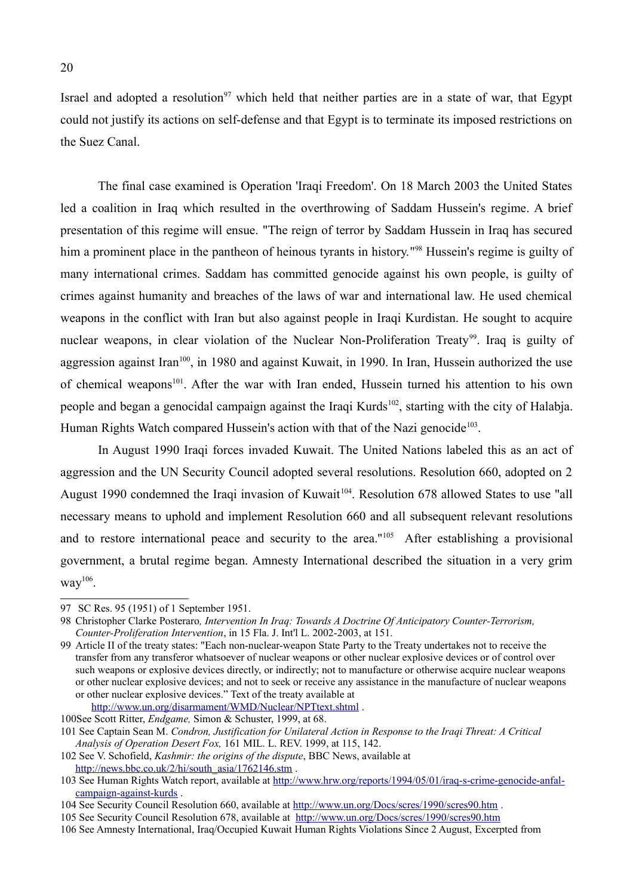Israel and adopted a resolution[97] which held that neither parties are in a state of war, that Egypt could not justify its actions on self-defense and that Egypt is to terminate its imposed restrictions on the Suez Canal.

The final case examined is Operation 'Iraqi Freedom'. On 18 March 2003 the United States led a coalition in Iraq which resulted in the overthrowing of Saddam Hussein's regime. A brief presentation of this regime will ensue. "The reign of terror by Saddam Hussein in Iraq has secured him a prominent place in the pantheon of heinous tyrants in history."[98] Hussein's regime is guilty of many international crimes. Saddam has committed genocide against his own people, is guilty of crimes against humanity and breaches of the laws of war and international law. He used chemical weapons in the conflict with Iran but also against people in Iraqi Kurdistan. He sought to acquire nuclear weapons, in clear violation of the Nuclear Non-Proliferation Treaty[99]. Iraq is guilty of aggression against Iran[100], in 1980 and against Kuwait, in 1990. In Iran, Hussein authorized the use of chemical weapons[101]. After the war with Iran ended, Hussein turned his attention to his own people and began a genocidal campaign against the Iraqi Kurds[102], starting with the city of Halabja. Human Rights Watch compared Hussein's action with that of the Nazi genocide[103].

In August 1990 Iraqi forces invaded Kuwait. The United Nations labeled this as an act of aggression and the UN Security Council adopted several resolutions. Resolution 660, adopted on 2 August 1990 condemned the Iraqi invasion of Kuwait[104]. Resolution 678 allowed States to use "all necessary means to uphold and implement Resolution 660 and all subsequent relevant resolutions and to restore international peace and security to the area."[105] After establishing a provisional government, a brutal regime began. Amnesty International described the situation in a very grim way[106].

---

97 SC Res. 95 (1951) of 1 September 1951.

98 Christopher Clarke Posteraro*, Intervention In Iraq: Towards A Doctrine Of Anticipatory Counter-Terrorism, Counter-Proliferation Intervention*, in 15 Fla. J. Int'l L. 2002-2003, at 151.

99 Article II of the treaty states: "Each non-nuclear-weapon State Party to the Treaty undertakes not to receive the transfer from any transferor whatsoever of nuclear weapons or other nuclear explosive devices or of control over such weapons or explosive devices directly, or indirectly; not to manufacture or otherwise acquire nuclear weapons or other nuclear explosive devices; and not to seek or receive any assistance in the manufacture of nuclear weapons or other nuclear explosive devices." Text of the treaty available at http://www.un.org/disarmament/WMD/Nuclear/NPTtext.shtml .

100 See Scott Ritter, *Endgame,* Simon & Schuster, 1999, at 68.

101 See Captain Sean M. *Condron, Justification for Unilateral Action in Response to the Iraqi Threat: A Critical Analysis of Operation Desert Fox,* 161 MIL. L. REV. 1999, at 115, 142.

102 See V. Schofield, *Kashmir: the origins of the dispute*, BBC News, available at http://news.bbc.co.uk/2/hi/south_asia/1762146.stm .

103 See Human Rights Watch report, available at http://www.hrw.org/reports/1994/05/01/iraq-s-crime-genocide-anfal-campaign-against-kurds .

104 See Security Council Resolution 660, available at http://www.un.org/Docs/scres/1990/scres90.htm .

105 See Security Council Resolution 678, available at http://www.un.org/Docs/scres/1990/scres90.htm

106 See Amnesty International, Iraq/Occupied Kuwait Human Rights Violations Since 2 August, Excerpted from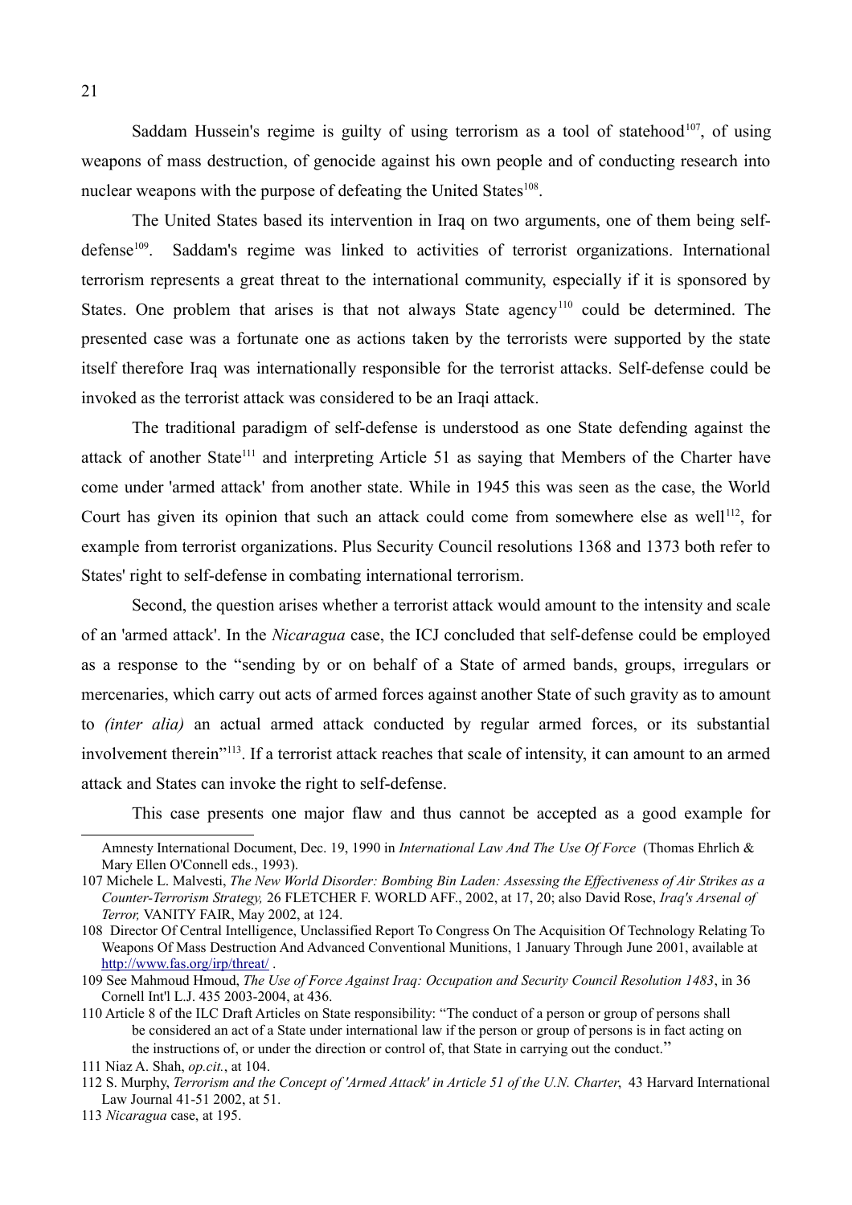Saddam Hussein's regime is guilty of using terrorism as a tool of statehood[107], of using weapons of mass destruction, of genocide against his own people and of conducting research into nuclear weapons with the purpose of defeating the United States[108].

The United States based its intervention in Iraq on two arguments, one of them being self-defense[109]. Saddam's regime was linked to activities of terrorist organizations. International terrorism represents a great threat to the international community, especially if it is sponsored by States. One problem that arises is that not always State agency[110] could be determined. The presented case was a fortunate one as actions taken by the terrorists were supported by the state itself therefore Iraq was internationally responsible for the terrorist attacks. Self-defense could be invoked as the terrorist attack was considered to be an Iraqi attack.

The traditional paradigm of self-defense is understood as one State defending against the attack of another State[111] and interpreting Article 51 as saying that Members of the Charter have come under 'armed attack' from another state. While in 1945 this was seen as the case, the World Court has given its opinion that such an attack could come from somewhere else as well[112], for example from terrorist organizations. Plus Security Council resolutions 1368 and 1373 both refer to States' right to self-defense in combating international terrorism.

Second, the question arises whether a terrorist attack would amount to the intensity and scale of an 'armed attack'. In the *Nicaragua* case, the ICJ concluded that self-defense could be employed as a response to the "sending by or on behalf of a State of armed bands, groups, irregulars or mercenaries, which carry out acts of armed forces against another State of such gravity as to amount to *(inter alia)* an actual armed attack conducted by regular armed forces, or its substantial involvement therein"[113]. If a terrorist attack reaches that scale of intensity, it can amount to an armed attack and States can invoke the right to self-defense.

This case presents one major flaw and thus cannot be accepted as a good example for

---

Amnesty International Document, Dec. 19, 1990 in *International Law And The Use Of Force* (Thomas Ehrlich & Mary Ellen O'Connell eds., 1993).

107 Michele L. Malvesti, *The New World Disorder: Bombing Bin Laden: Assessing the Effectiveness of Air Strikes as a Counter-Terrorism Strategy,* 26 FLETCHER F. WORLD AFF., 2002, at 17, 20; also David Rose, *Iraq's Arsenal of Terror,* VANITY FAIR, May 2002, at 124.

108 Director Of Central Intelligence, Unclassified Report To Congress On The Acquisition Of Technology Relating To Weapons Of Mass Destruction And Advanced Conventional Munitions, 1 January Through June 2001, available at http://www.fas.org/irp/threat/ .

109 See Mahmoud Hmoud, *The Use of Force Against Iraq: Occupation and Security Council Resolution 1483*, in 36 Cornell Int'l L.J. 435 2003-2004, at 436.

110 Article 8 of the ILC Draft Articles on State responsibility: "The conduct of a person or group of persons shall be considered an act of a State under international law if the person or group of persons is in fact acting on the instructions of, or under the direction or control of, that State in carrying out the conduct."

111 Niaz A. Shah, *op.cit.*, at 104.

112 S. Murphy, *Terrorism and the Concept of 'Armed Attack' in Article 51 of the U.N. Charter*, 43 Harvard International Law Journal 41-51 2002, at 51.

113 *Nicaragua* case, at 195.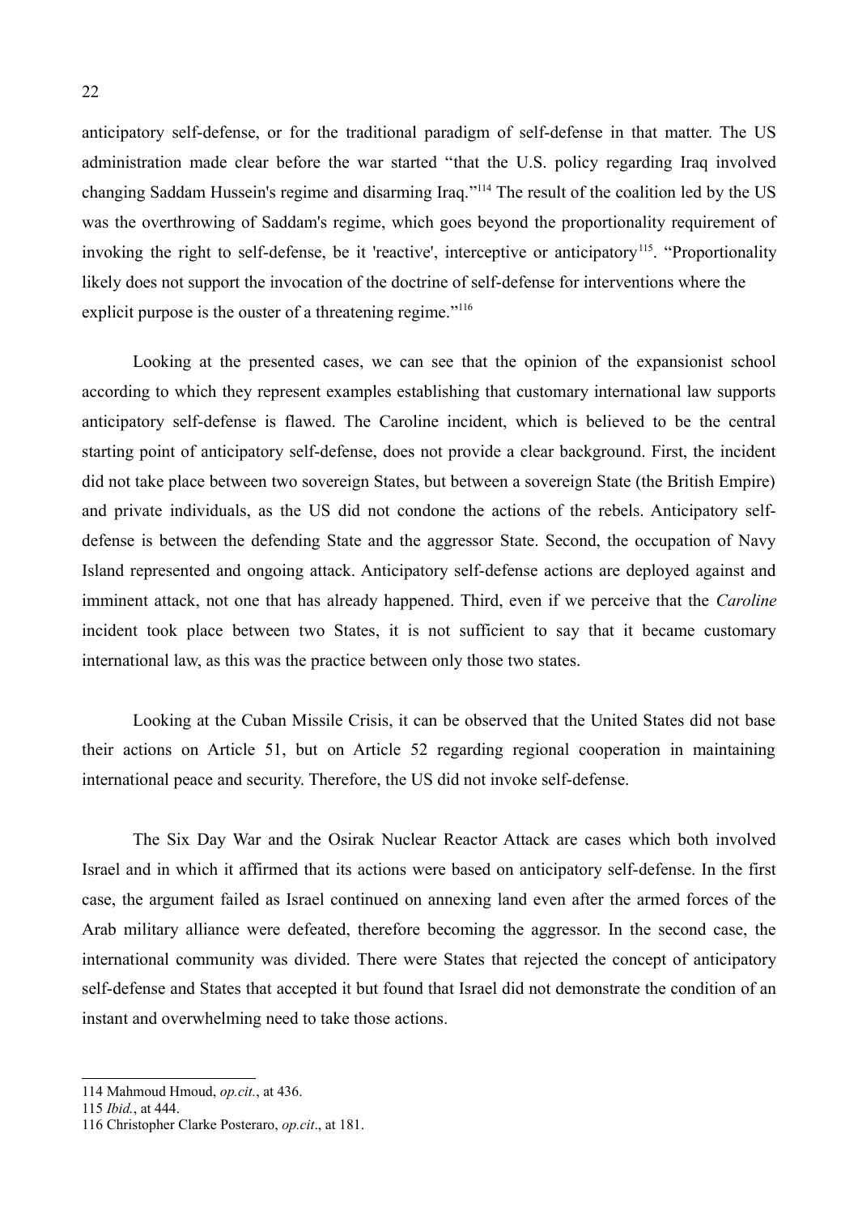anticipatory self-defense, or for the traditional paradigm of self-defense in that matter. The US administration made clear before the war started "that the U.S. policy regarding Iraq involved changing Saddam Hussein's regime and disarming Iraq."[114] The result of the coalition led by the US was the overthrowing of Saddam's regime, which goes beyond the proportionality requirement of invoking the right to self-defense, be it 'reactive', interceptive or anticipatory[115]. "Proportionality likely does not support the invocation of the doctrine of self-defense for interventions where the explicit purpose is the ouster of a threatening regime."[116]

Looking at the presented cases, we can see that the opinion of the expansionist school according to which they represent examples establishing that customary international law supports anticipatory self-defense is flawed. The Caroline incident, which is believed to be the central starting point of anticipatory self-defense, does not provide a clear background. First, the incident did not take place between two sovereign States, but between a sovereign State (the British Empire) and private individuals, as the US did not condone the actions of the rebels. Anticipatory self-defense is between the defending State and the aggressor State. Second, the occupation of Navy Island represented and ongoing attack. Anticipatory self-defense actions are deployed against and imminent attack, not one that has already happened. Third, even if we perceive that the *Caroline* incident took place between two States, it is not sufficient to say that it became customary international law, as this was the practice between only those two states.

Looking at the Cuban Missile Crisis, it can be observed that the United States did not base their actions on Article 51, but on Article 52 regarding regional cooperation in maintaining international peace and security. Therefore, the US did not invoke self-defense.

The Six Day War and the Osirak Nuclear Reactor Attack are cases which both involved Israel and in which it affirmed that its actions were based on anticipatory self-defense. In the first case, the argument failed as Israel continued on annexing land even after the armed forces of the Arab military alliance were defeated, therefore becoming the aggressor. In the second case, the international community was divided. There were States that rejected the concept of anticipatory self-defense and States that accepted it but found that Israel did not demonstrate the condition of an instant and overwhelming need to take those actions.

---

114 Mahmoud Hmoud, *op.cit.*, at 436.

115 *Ibid.*, at 444.

116 Christopher Clarke Posteraro, *op.cit*., at 181.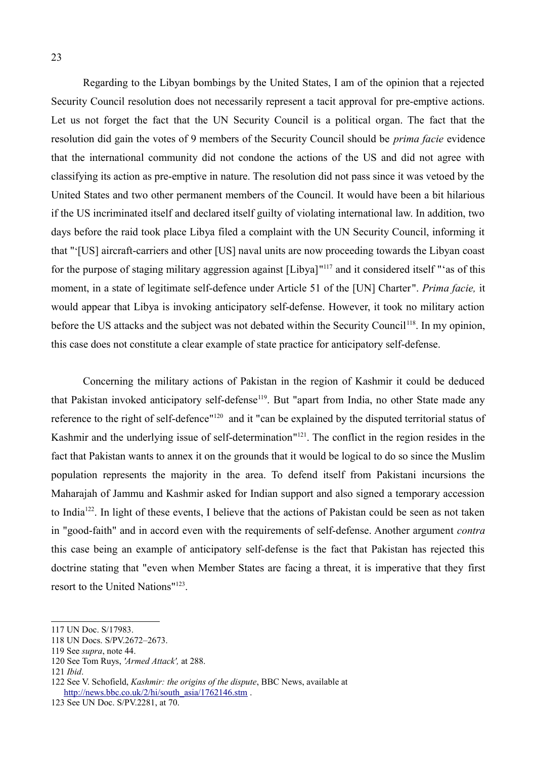Regarding to the Libyan bombings by the United States, I am of the opinion that a rejected Security Council resolution does not necessarily represent a tacit approval for pre-emptive actions. Let us not forget the fact that the UN Security Council is a political organ. The fact that the resolution did gain the votes of 9 members of the Security Council should be *prima facie* evidence that the international community did not condone the actions of the US and did not agree with classifying its action as pre-emptive in nature. The resolution did not pass since it was vetoed by the United States and two other permanent members of the Council. It would have been a bit hilarious if the US incriminated itself and declared itself guilty of violating international law. In addition, two days before the raid took place Libya filed a complaint with the UN Security Council, informing it that "'[US] aircraft-carriers and other [US] naval units are now proceeding towards the Libyan coast for the purpose of staging military aggression against [Libya]"[117] and it considered itself "'as of this moment, in a state of legitimate self-defence under Article 51 of the [UN] Charter". *Prima facie,* it would appear that Libya is invoking anticipatory self-defense. However, it took no military action before the US attacks and the subject was not debated within the Security Council[118]. In my opinion, this case does not constitute a clear example of state practice for anticipatory self-defense.

Concerning the military actions of Pakistan in the region of Kashmir it could be deduced that Pakistan invoked anticipatory self-defense[119]. But "apart from India, no other State made any reference to the right of self-defence"[120] and it "can be explained by the disputed territorial status of Kashmir and the underlying issue of self-determination"[121]. The conflict in the region resides in the fact that Pakistan wants to annex it on the grounds that it would be logical to do so since the Muslim population represents the majority in the area. To defend itself from Pakistani incursions the Maharajah of Jammu and Kashmir asked for Indian support and also signed a temporary accession to India[122]. In light of these events, I believe that the actions of Pakistan could be seen as not taken in "good-faith" and in accord even with the requirements of self-defense. Another argument *contra* this case being an example of anticipatory self-defense is the fact that Pakistan has rejected this doctrine stating that "even when Member States are facing a threat, it is imperative that they first resort to the United Nations"[123].

---

117 UN Doc. S/17983.

118 UN Docs. S/PV.2672–2673.

119 See *supra*, note 44.

120 See Tom Ruys, *'Armed Attack',* at 288.

121 *Ibid*.

122 See V. Schofield, *Kashmir: the origins of the dispute*, BBC News, available at http://news.bbc.co.uk/2/hi/south_asia/1762146.stm .

123 See UN Doc. S/PV.2281, at 70.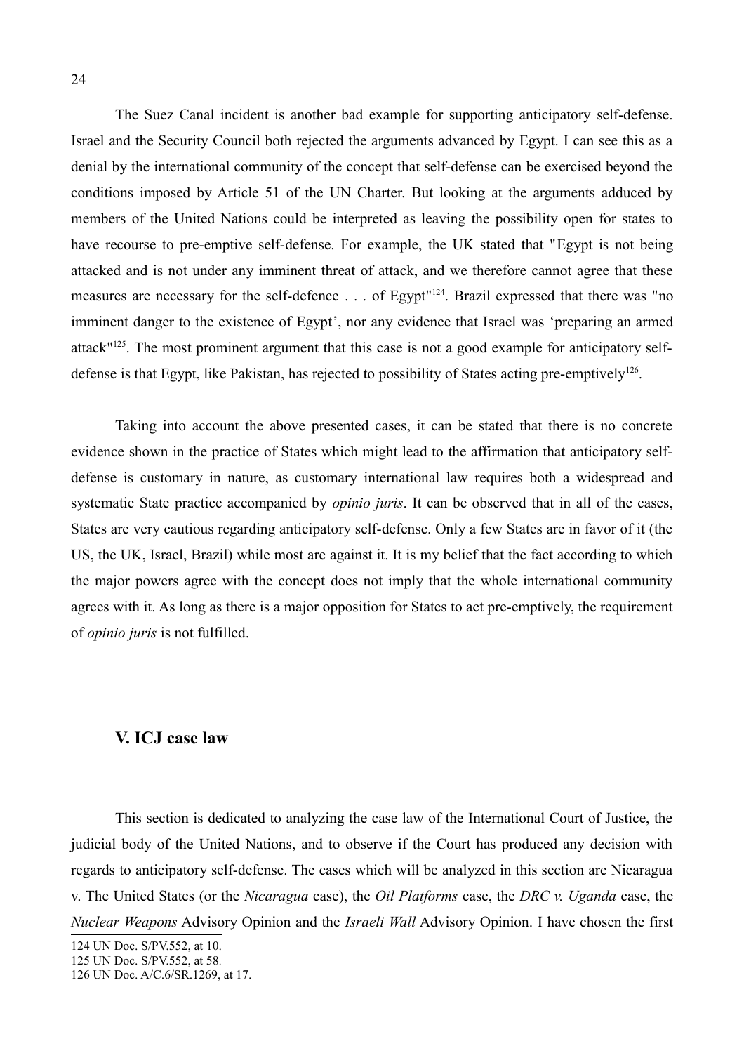The Suez Canal incident is another bad example for supporting anticipatory self-defense. Israel and the Security Council both rejected the arguments advanced by Egypt. I can see this as a denial by the international community of the concept that self-defense can be exercised beyond the conditions imposed by Article 51 of the UN Charter. But looking at the arguments adduced by members of the United Nations could be interpreted as leaving the possibility open for states to have recourse to pre-emptive self-defense. For example, the UK stated that "Egypt is not being attacked and is not under any imminent threat of attack, and we therefore cannot agree that these measures are necessary for the self-defence . . . of Egypt"[124]. Brazil expressed that there was "no imminent danger to the existence of Egypt', nor any evidence that Israel was 'preparing an armed attack"[125]. The most prominent argument that this case is not a good example for anticipatory self-defense is that Egypt, like Pakistan, has rejected to possibility of States acting pre-emptively[126].

Taking into account the above presented cases, it can be stated that there is no concrete evidence shown in the practice of States which might lead to the affirmation that anticipatory self-defense is customary in nature, as customary international law requires both a widespread and systematic State practice accompanied by *opinio juris*. It can be observed that in all of the cases, States are very cautious regarding anticipatory self-defense. Only a few States are in favor of it (the US, the UK, Israel, Brazil) while most are against it. It is my belief that the fact according to which the major powers agree with the concept does not imply that the whole international community agrees with it. As long as there is a major opposition for States to act pre-emptively, the requirement of *opinio juris* is not fulfilled.

## V. ICJ case law

This section is dedicated to analyzing the case law of the International Court of Justice, the judicial body of the United Nations, and to observe if the Court has produced any decision with regards to anticipatory self-defense. The cases which will be analyzed in this section are Nicaragua v. The United States (or the *Nicaragua* case), the *Oil Platforms* case, the *DRC v. Uganda* case, the *Nuclear Weapons* Advisory Opinion and the *Israeli Wall* Advisory Opinion. I have chosen the first

124 UN Doc. S/PV.552, at 10.

125 UN Doc. S/PV.552, at 58.

126 UN Doc. A/C.6/SR.1269, at 17.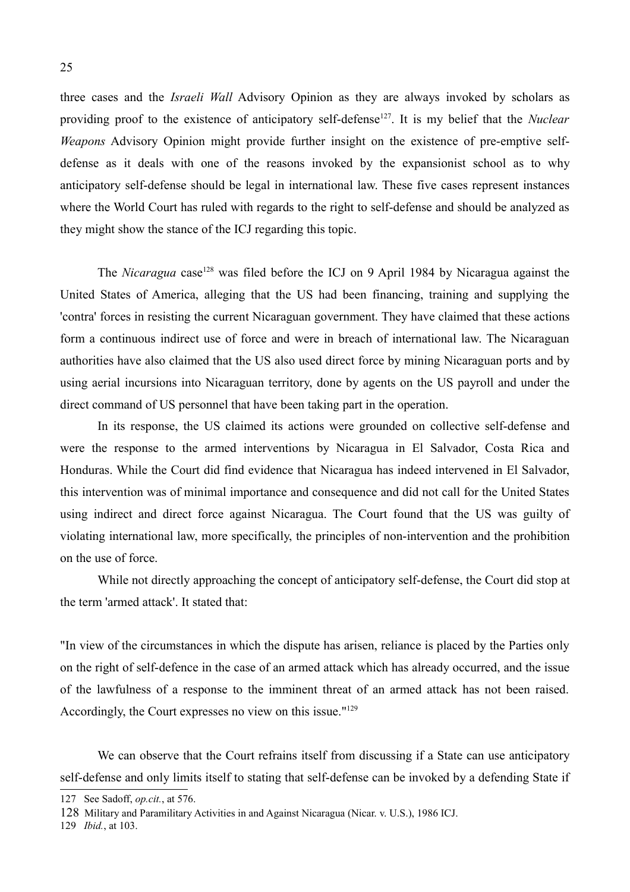three cases and the *Israeli Wall* Advisory Opinion as they are always invoked by scholars as providing proof to the existence of anticipatory self-defense[127]. It is my belief that the *Nuclear Weapons* Advisory Opinion might provide further insight on the existence of pre-emptive self-defense as it deals with one of the reasons invoked by the expansionist school as to why anticipatory self-defense should be legal in international law. These five cases represent instances where the World Court has ruled with regards to the right to self-defense and should be analyzed as they might show the stance of the ICJ regarding this topic.

The *Nicaragua* case[128] was filed before the ICJ on 9 April 1984 by Nicaragua against the United States of America, alleging that the US had been financing, training and supplying the 'contra' forces in resisting the current Nicaraguan government. They have claimed that these actions form a continuous indirect use of force and were in breach of international law. The Nicaraguan authorities have also claimed that the US also used direct force by mining Nicaraguan ports and by using aerial incursions into Nicaraguan territory, done by agents on the US payroll and under the direct command of US personnel that have been taking part in the operation.

In its response, the US claimed its actions were grounded on collective self-defense and were the response to the armed interventions by Nicaragua in El Salvador, Costa Rica and Honduras. While the Court did find evidence that Nicaragua has indeed intervened in El Salvador, this intervention was of minimal importance and consequence and did not call for the United States using indirect and direct force against Nicaragua. The Court found that the US was guilty of violating international law, more specifically, the principles of non-intervention and the prohibition on the use of force.

While not directly approaching the concept of anticipatory self-defense, the Court did stop at the term 'armed attack'. It stated that:

"In view of the circumstances in which the dispute has arisen, reliance is placed by the Parties only on the right of self-defence in the case of an armed attack which has already occurred, and the issue of the lawfulness of a response to the imminent threat of an armed attack has not been raised. Accordingly, the Court expresses no view on this issue."[129]

We can observe that the Court refrains itself from discussing if a State can use anticipatory self-defense and only limits itself to stating that self-defense can be invoked by a defending State if

---

127 See Sadoff, *op.cit.*, at 576.

128 Military and Paramilitary Activities in and Against Nicaragua (Nicar. v. U.S.), 1986 ICJ.

129 *Ibid.*, at 103.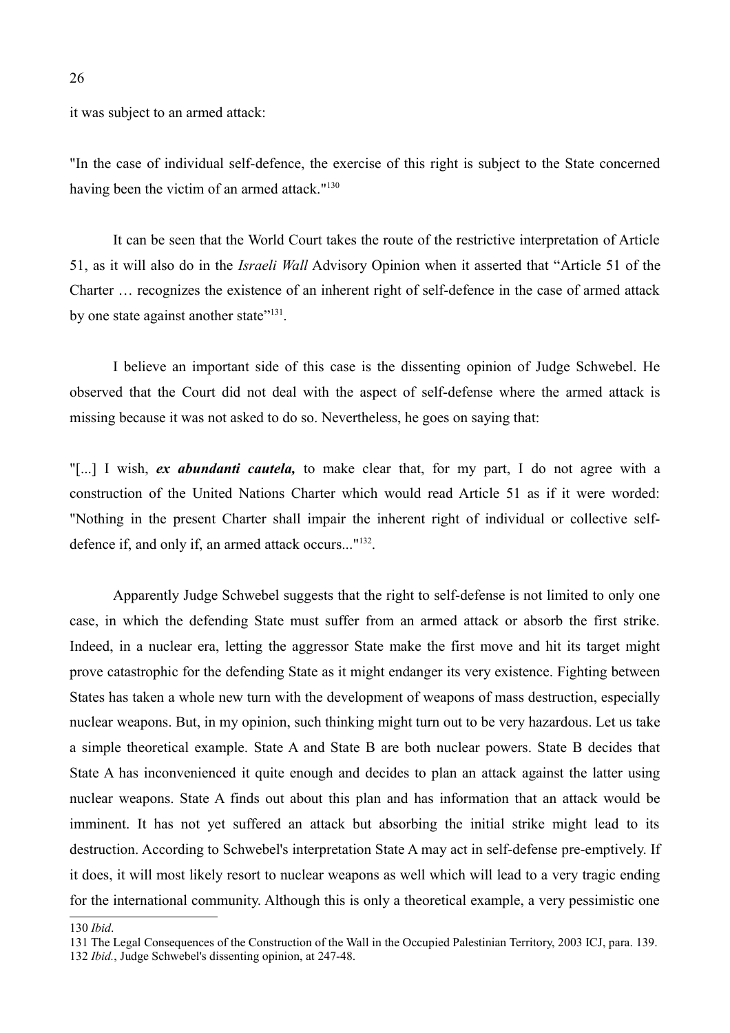it was subject to an armed attack:

"In the case of individual self-defence, the exercise of this right is subject to the State concerned having been the victim of an armed attack."[130]

It can be seen that the World Court takes the route of the restrictive interpretation of Article 51, as it will also do in the *Israeli Wall* Advisory Opinion when it asserted that "Article 51 of the Charter … recognizes the existence of an inherent right of self-defence in the case of armed attack by one state against another state"[131].

I believe an important side of this case is the dissenting opinion of Judge Schwebel. He observed that the Court did not deal with the aspect of self-defense where the armed attack is missing because it was not asked to do so. Nevertheless, he goes on saying that:

"[...] I wish, ***ex abundanti cautela,*** to make clear that, for my part, I do not agree with a construction of the United Nations Charter which would read Article 51 as if it were worded: "Nothing in the present Charter shall impair the inherent right of individual or collective self-defence if, and only if, an armed attack occurs..."[132].

Apparently Judge Schwebel suggests that the right to self-defense is not limited to only one case, in which the defending State must suffer from an armed attack or absorb the first strike. Indeed, in a nuclear era, letting the aggressor State make the first move and hit its target might prove catastrophic for the defending State as it might endanger its very existence. Fighting between States has taken a whole new turn with the development of weapons of mass destruction, especially nuclear weapons. But, in my opinion, such thinking might turn out to be very hazardous. Let us take a simple theoretical example. State A and State B are both nuclear powers. State B decides that State A has inconvenienced it quite enough and decides to plan an attack against the latter using nuclear weapons. State A finds out about this plan and has information that an attack would be imminent. It has not yet suffered an attack but absorbing the initial strike might lead to its destruction. According to Schwebel's interpretation State A may act in self-defense pre-emptively. If it does, it will most likely resort to nuclear weapons as well which will lead to a very tragic ending for the international community. Although this is only a theoretical example, a very pessimistic one

---

130 *Ibid*.

131 The Legal Consequences of the Construction of the Wall in the Occupied Palestinian Territory, 2003 ICJ, para. 139.

132 *Ibid.*, Judge Schwebel's dissenting opinion, at 247-48.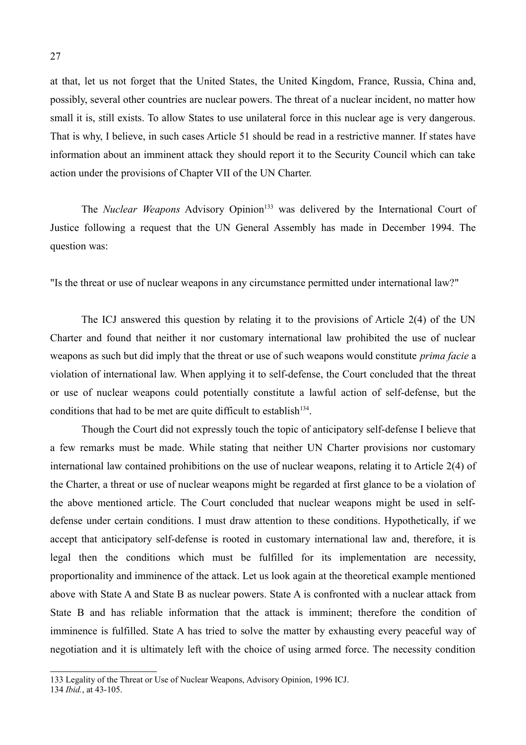at that, let us not forget that the United States, the United Kingdom, France, Russia, China and, possibly, several other countries are nuclear powers. The threat of a nuclear incident, no matter how small it is, still exists. To allow States to use unilateral force in this nuclear age is very dangerous. That is why, I believe, in such cases Article 51 should be read in a restrictive manner. If states have information about an imminent attack they should report it to the Security Council which can take action under the provisions of Chapter VII of the UN Charter.

The *Nuclear Weapons* Advisory Opinion[133] was delivered by the International Court of Justice following a request that the UN General Assembly has made in December 1994. The question was:

"Is the threat or use of nuclear weapons in any circumstance permitted under international law?"

The ICJ answered this question by relating it to the provisions of Article 2(4) of the UN Charter and found that neither it nor customary international law prohibited the use of nuclear weapons as such but did imply that the threat or use of such weapons would constitute *prima facie* a violation of international law. When applying it to self-defense, the Court concluded that the threat or use of nuclear weapons could potentially constitute a lawful action of self-defense, but the conditions that had to be met are quite difficult to establish[134].

Though the Court did not expressly touch the topic of anticipatory self-defense I believe that a few remarks must be made. While stating that neither UN Charter provisions nor customary international law contained prohibitions on the use of nuclear weapons, relating it to Article 2(4) of the Charter, a threat or use of nuclear weapons might be regarded at first glance to be a violation of the above mentioned article. The Court concluded that nuclear weapons might be used in self-defense under certain conditions. I must draw attention to these conditions. Hypothetically, if we accept that anticipatory self-defense is rooted in customary international law and, therefore, it is legal then the conditions which must be fulfilled for its implementation are necessity, proportionality and imminence of the attack. Let us look again at the theoretical example mentioned above with State A and State B as nuclear powers. State A is confronted with a nuclear attack from State B and has reliable information that the attack is imminent; therefore the condition of imminence is fulfilled. State A has tried to solve the matter by exhausting every peaceful way of negotiation and it is ultimately left with the choice of using armed force. The necessity condition

---

133 Legality of the Threat or Use of Nuclear Weapons, Advisory Opinion, 1996 ICJ.

134 *Ibid.*, at 43-105.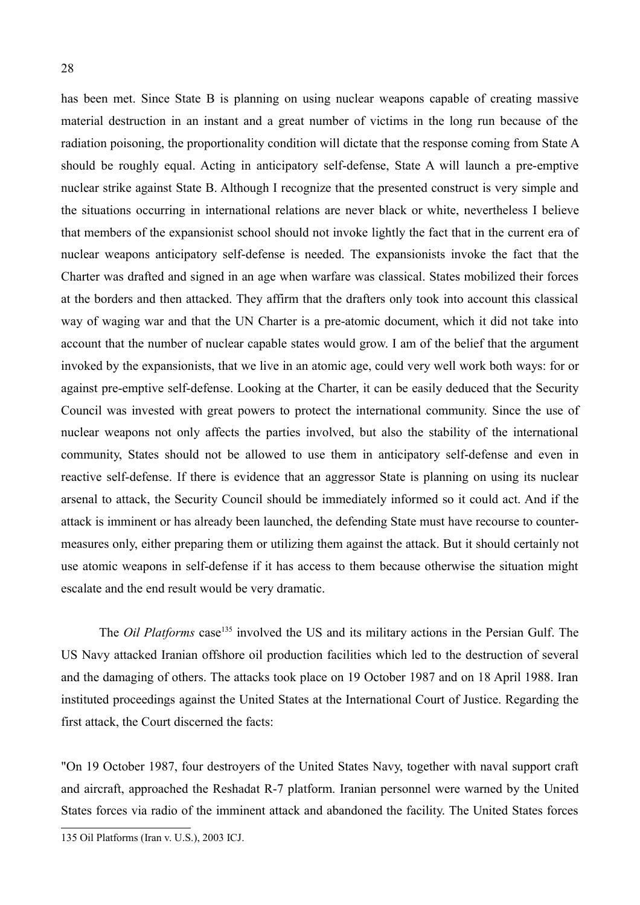has been met. Since State B is planning on using nuclear weapons capable of creating massive material destruction in an instant and a great number of victims in the long run because of the radiation poisoning, the proportionality condition will dictate that the response coming from State A should be roughly equal. Acting in anticipatory self-defense, State A will launch a pre-emptive nuclear strike against State B. Although I recognize that the presented construct is very simple and the situations occurring in international relations are never black or white, nevertheless I believe that members of the expansionist school should not invoke lightly the fact that in the current era of nuclear weapons anticipatory self-defense is needed. The expansionists invoke the fact that the Charter was drafted and signed in an age when warfare was classical. States mobilized their forces at the borders and then attacked. They affirm that the drafters only took into account this classical way of waging war and that the UN Charter is a pre-atomic document, which it did not take into account that the number of nuclear capable states would grow. I am of the belief that the argument invoked by the expansionists, that we live in an atomic age, could very well work both ways: for or against pre-emptive self-defense. Looking at the Charter, it can be easily deduced that the Security Council was invested with great powers to protect the international community. Since the use of nuclear weapons not only affects the parties involved, but also the stability of the international community, States should not be allowed to use them in anticipatory self-defense and even in reactive self-defense. If there is evidence that an aggressor State is planning on using its nuclear arsenal to attack, the Security Council should be immediately informed so it could act. And if the attack is imminent or has already been launched, the defending State must have recourse to counter-measures only, either preparing them or utilizing them against the attack. But it should certainly not use atomic weapons in self-defense if it has access to them because otherwise the situation might escalate and the end result would be very dramatic.

The *Oil Platforms* case[135] involved the US and its military actions in the Persian Gulf. The US Navy attacked Iranian offshore oil production facilities which led to the destruction of several and the damaging of others. The attacks took place on 19 October 1987 and on 18 April 1988. Iran instituted proceedings against the United States at the International Court of Justice. Regarding the first attack, the Court discerned the facts:

"On 19 October 1987, four destroyers of the United States Navy, together with naval support craft and aircraft, approached the Reshadat R-7 platform. Iranian personnel were warned by the United States forces via radio of the imminent attack and abandoned the facility. The United States forces

135 Oil Platforms (Iran v. U.S.), 2003 ICJ.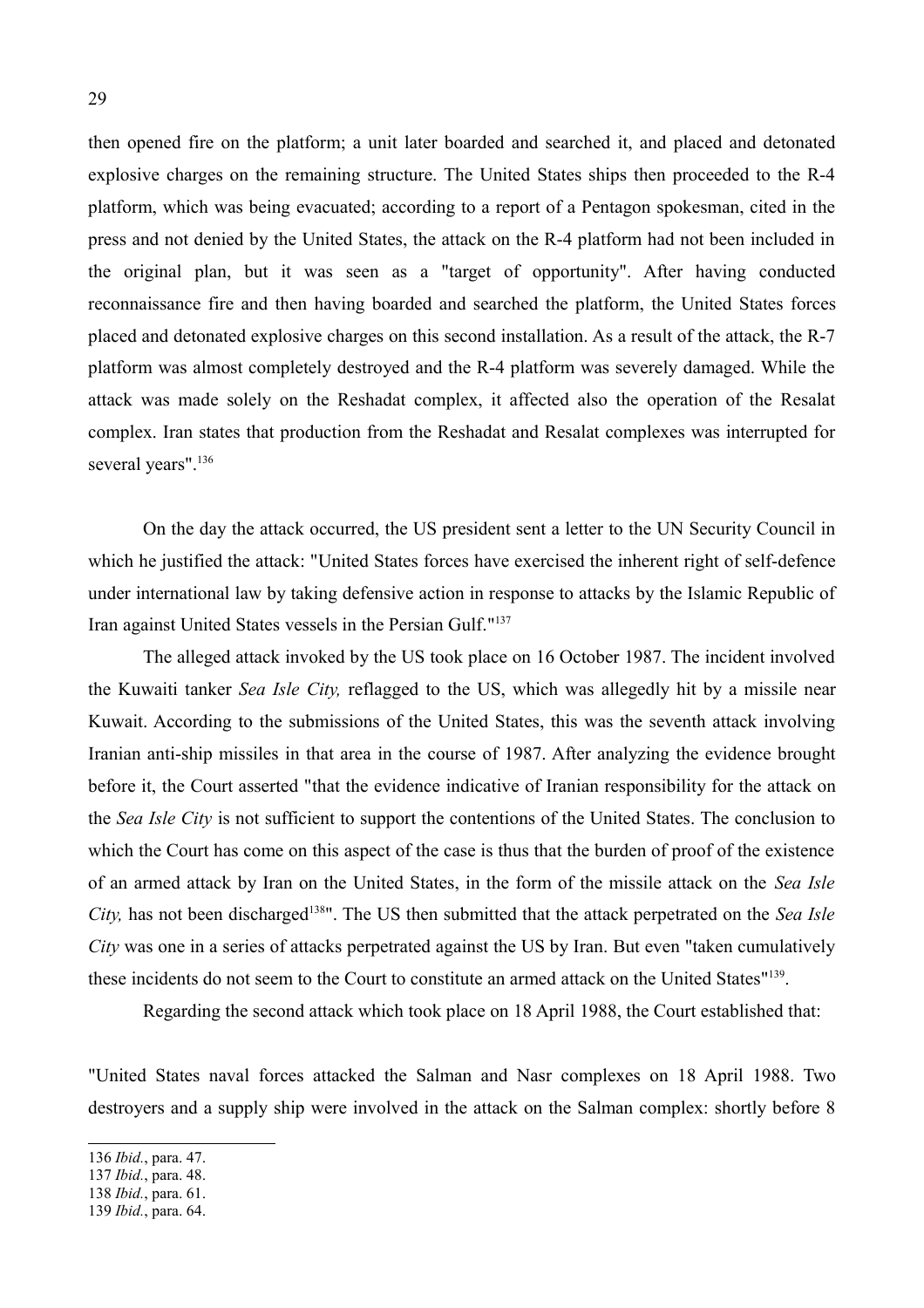then opened fire on the platform; a unit later boarded and searched it, and placed and detonated explosive charges on the remaining structure. The United States ships then proceeded to the R-4 platform, which was being evacuated; according to a report of a Pentagon spokesman, cited in the press and not denied by the United States, the attack on the R-4 platform had not been included in the original plan, but it was seen as a "target of opportunity". After having conducted reconnaissance fire and then having boarded and searched the platform, the United States forces placed and detonated explosive charges on this second installation. As a result of the attack, the R-7 platform was almost completely destroyed and the R-4 platform was severely damaged. While the attack was made solely on the Reshadat complex, it affected also the operation of the Resalat complex. Iran states that production from the Reshadat and Resalat complexes was interrupted for several years".[136]

On the day the attack occurred, the US president sent a letter to the UN Security Council in which he justified the attack: "United States forces have exercised the inherent right of self-defence under international law by taking defensive action in response to attacks by the Islamic Republic of Iran against United States vessels in the Persian Gulf."[137]

The alleged attack invoked by the US took place on 16 October 1987. The incident involved the Kuwaiti tanker *Sea Isle City,* reflagged to the US, which was allegedly hit by a missile near Kuwait. According to the submissions of the United States, this was the seventh attack involving Iranian anti-ship missiles in that area in the course of 1987. After analyzing the evidence brought before it, the Court asserted "that the evidence indicative of Iranian responsibility for the attack on the *Sea Isle City* is not sufficient to support the contentions of the United States. The conclusion to which the Court has come on this aspect of the case is thus that the burden of proof of the existence of an armed attack by Iran on the United States, in the form of the missile attack on the *Sea Isle City,* has not been discharged[138]". The US then submitted that the attack perpetrated on the *Sea Isle City* was one in a series of attacks perpetrated against the US by Iran. But even "taken cumulatively these incidents do not seem to the Court to constitute an armed attack on the United States"[139].

Regarding the second attack which took place on 18 April 1988, the Court established that:

"United States naval forces attacked the Salman and Nasr complexes on 18 April 1988. Two destroyers and a supply ship were involved in the attack on the Salman complex: shortly before 8

---

136 *Ibid.*, para. 47.
137 *Ibid.*, para. 48.
138 *Ibid.*, para. 61.
139 *Ibid.*, para. 64.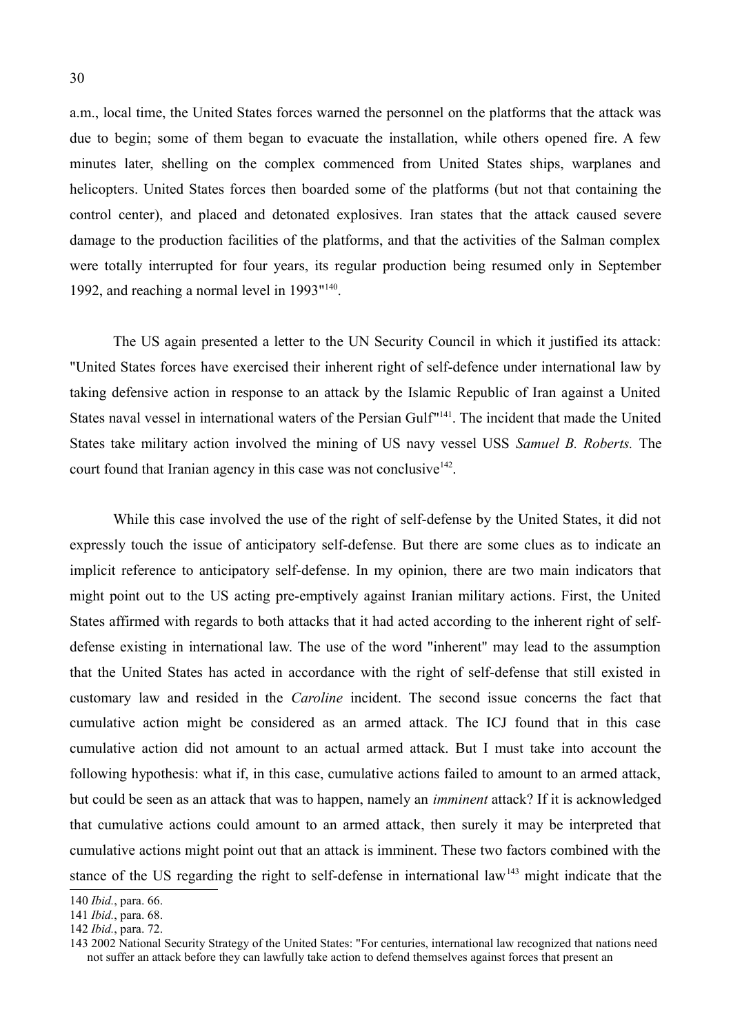a.m., local time, the United States forces warned the personnel on the platforms that the attack was due to begin; some of them began to evacuate the installation, while others opened fire. A few minutes later, shelling on the complex commenced from United States ships, warplanes and helicopters. United States forces then boarded some of the platforms (but not that containing the control center), and placed and detonated explosives. Iran states that the attack caused severe damage to the production facilities of the platforms, and that the activities of the Salman complex were totally interrupted for four years, its regular production being resumed only in September 1992, and reaching a normal level in 1993"[140].

The US again presented a letter to the UN Security Council in which it justified its attack: "United States forces have exercised their inherent right of self-defence under international law by taking defensive action in response to an attack by the Islamic Republic of Iran against a United States naval vessel in international waters of the Persian Gulf"[141]. The incident that made the United States take military action involved the mining of US navy vessel USS *Samuel B. Roberts.* The court found that Iranian agency in this case was not conclusive[142].

While this case involved the use of the right of self-defense by the United States, it did not expressly touch the issue of anticipatory self-defense. But there are some clues as to indicate an implicit reference to anticipatory self-defense. In my opinion, there are two main indicators that might point out to the US acting pre-emptively against Iranian military actions. First, the United States affirmed with regards to both attacks that it had acted according to the inherent right of self-defense existing in international law. The use of the word "inherent" may lead to the assumption that the United States has acted in accordance with the right of self-defense that still existed in customary law and resided in the *Caroline* incident. The second issue concerns the fact that cumulative action might be considered as an armed attack. The ICJ found that in this case cumulative action did not amount to an actual armed attack. But I must take into account the following hypothesis: what if, in this case, cumulative actions failed to amount to an armed attack, but could be seen as an attack that was to happen, namely an *imminent* attack? If it is acknowledged that cumulative actions could amount to an armed attack, then surely it may be interpreted that cumulative actions might point out that an attack is imminent. These two factors combined with the stance of the US regarding the right to self-defense in international law[143] might indicate that the

---

140 *Ibid.*, para. 66.

141 *Ibid.*, para. 68.

142 *Ibid.*, para. 72.

143 2002 National Security Strategy of the United States: "For centuries, international law recognized that nations need not suffer an attack before they can lawfully take action to defend themselves against forces that present an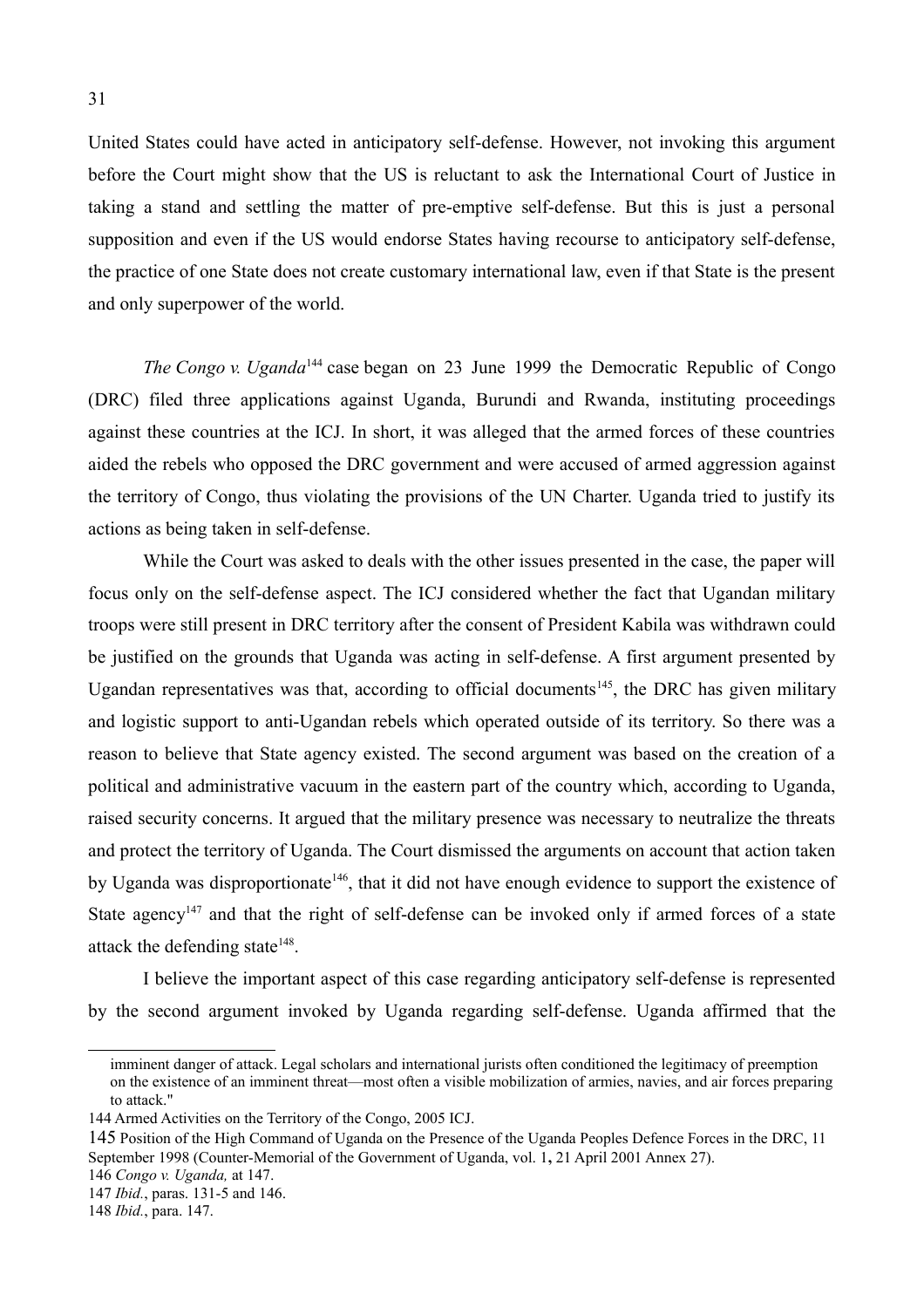United States could have acted in anticipatory self-defense. However, not invoking this argument before the Court might show that the US is reluctant to ask the International Court of Justice in taking a stand and settling the matter of pre-emptive self-defense. But this is just a personal supposition and even if the US would endorse States having recourse to anticipatory self-defense, the practice of one State does not create customary international law, even if that State is the present and only superpower of the world.

*The Congo v. Uganda*[144] case began on 23 June 1999 the Democratic Republic of Congo (DRC) filed three applications against Uganda, Burundi and Rwanda, instituting proceedings against these countries at the ICJ. In short, it was alleged that the armed forces of these countries aided the rebels who opposed the DRC government and were accused of armed aggression against the territory of Congo, thus violating the provisions of the UN Charter. Uganda tried to justify its actions as being taken in self-defense.

While the Court was asked to deals with the other issues presented in the case, the paper will focus only on the self-defense aspect. The ICJ considered whether the fact that Ugandan military troops were still present in DRC territory after the consent of President Kabila was withdrawn could be justified on the grounds that Uganda was acting in self-defense. A first argument presented by Ugandan representatives was that, according to official documents[145], the DRC has given military and logistic support to anti-Ugandan rebels which operated outside of its territory. So there was a reason to believe that State agency existed. The second argument was based on the creation of a political and administrative vacuum in the eastern part of the country which, according to Uganda, raised security concerns. It argued that the military presence was necessary to neutralize the threats and protect the territory of Uganda. The Court dismissed the arguments on account that action taken by Uganda was disproportionate[146], that it did not have enough evidence to support the existence of State agency[147] and that the right of self-defense can be invoked only if armed forces of a state attack the defending state[148].

I believe the important aspect of this case regarding anticipatory self-defense is represented by the second argument invoked by Uganda regarding self-defense. Uganda affirmed that the

---

imminent danger of attack. Legal scholars and international jurists often conditioned the legitimacy of preemption on the existence of an imminent threat—most often a visible mobilization of armies, navies, and air forces preparing to attack."

144 Armed Activities on the Territory of the Congo, 2005 ICJ.

145 Position of the High Command of Uganda on the Presence of the Uganda Peoples Defence Forces in the DRC, 11 September 1998 (Counter-Memorial of the Government of Uganda, vol. 1**,** 21 April 2001 Annex 27).

146 *Congo v. Uganda,* at 147.

147 *Ibid.*, paras. 131-5 and 146.

148 *Ibid.*, para. 147.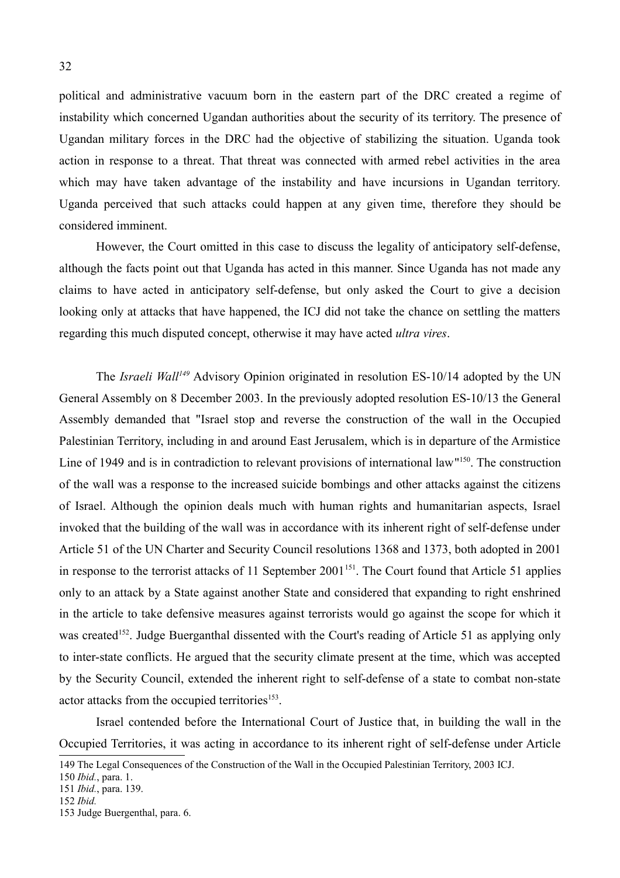political and administrative vacuum born in the eastern part of the DRC created a regime of instability which concerned Ugandan authorities about the security of its territory. The presence of Ugandan military forces in the DRC had the objective of stabilizing the situation. Uganda took action in response to a threat. That threat was connected with armed rebel activities in the area which may have taken advantage of the instability and have incursions in Ugandan territory. Uganda perceived that such attacks could happen at any given time, therefore they should be considered imminent.

However, the Court omitted in this case to discuss the legality of anticipatory self-defense, although the facts point out that Uganda has acted in this manner. Since Uganda has not made any claims to have acted in anticipatory self-defense, but only asked the Court to give a decision looking only at attacks that have happened, the ICJ did not take the chance on settling the matters regarding this much disputed concept, otherwise it may have acted *ultra vires*.

The *Israeli Wall*[149] Advisory Opinion originated in resolution ES-10/14 adopted by the UN General Assembly on 8 December 2003. In the previously adopted resolution ES-10/13 the General Assembly demanded that "Israel stop and reverse the construction of the wall in the Occupied Palestinian Territory, including in and around East Jerusalem, which is in departure of the Armistice Line of 1949 and is in contradiction to relevant provisions of international law"[150]. The construction of the wall was a response to the increased suicide bombings and other attacks against the citizens of Israel. Although the opinion deals much with human rights and humanitarian aspects, Israel invoked that the building of the wall was in accordance with its inherent right of self-defense under Article 51 of the UN Charter and Security Council resolutions 1368 and 1373, both adopted in 2001 in response to the terrorist attacks of 11 September 2001[151]. The Court found that Article 51 applies only to an attack by a State against another State and considered that expanding to right enshrined in the article to take defensive measures against terrorists would go against the scope for which it was created[152]. Judge Buerganthal dissented with the Court's reading of Article 51 as applying only to inter-state conflicts. He argued that the security climate present at the time, which was accepted by the Security Council, extended the inherent right to self-defense of a state to combat non-state actor attacks from the occupied territories[153].

Israel contended before the International Court of Justice that, in building the wall in the Occupied Territories, it was acting in accordance to its inherent right of self-defense under Article

149 The Legal Consequences of the Construction of the Wall in the Occupied Palestinian Territory, 2003 ICJ.

150 *Ibid.*, para. 1.

151 *Ibid.*, para. 139.

152 *Ibid.*

153 Judge Buergenthal, para. 6.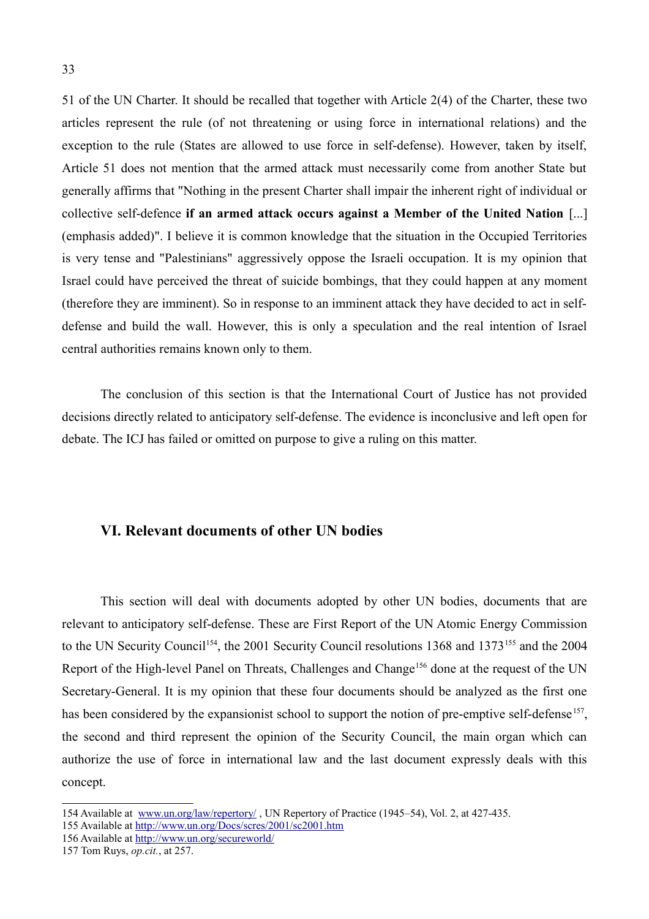51 of the UN Charter. It should be recalled that together with Article 2(4) of the Charter, these two articles represent the rule (of not threatening or using force in international relations) and the exception to the rule (States are allowed to use force in self-defense). However, taken by itself, Article 51 does not mention that the armed attack must necessarily come from another State but generally affirms that "Nothing in the present Charter shall impair the inherent right of individual or collective self-defence **if an armed attack occurs against a Member of the United Nation** [...] (emphasis added)". I believe it is common knowledge that the situation in the Occupied Territories is very tense and "Palestinians" aggressively oppose the Israeli occupation. It is my opinion that Israel could have perceived the threat of suicide bombings, that they could happen at any moment (therefore they are imminent). So in response to an imminent attack they have decided to act in self-defense and build the wall. However, this is only a speculation and the real intention of Israel central authorities remains known only to them.

The conclusion of this section is that the International Court of Justice has not provided decisions directly related to anticipatory self-defense. The evidence is inconclusive and left open for debate. The ICJ has failed or omitted on purpose to give a ruling on this matter.

## VI. Relevant documents of other UN bodies

This section will deal with documents adopted by other UN bodies, documents that are relevant to anticipatory self-defense. These are First Report of the UN Atomic Energy Commission to the UN Security Council[154], the 2001 Security Council resolutions 1368 and 1373[155] and the 2004 Report of the High-level Panel on Threats, Challenges and Change[156] done at the request of the UN Secretary-General. It is my opinion that these four documents should be analyzed as the first one has been considered by the expansionist school to support the notion of pre-emptive self-defense[157], the second and third represent the opinion of the Security Council, the main organ which can authorize the use of force in international law and the last document expressly deals with this concept.

---

154 Available at www.un.org/law/repertory/ , UN Repertory of Practice (1945–54), Vol. 2, at 427-435.

155 Available at http://www.un.org/Docs/scres/2001/sc2001.htm

156 Available at http://www.un.org/secureworld/

157 Tom Ruys, *op.cit.*, at 257.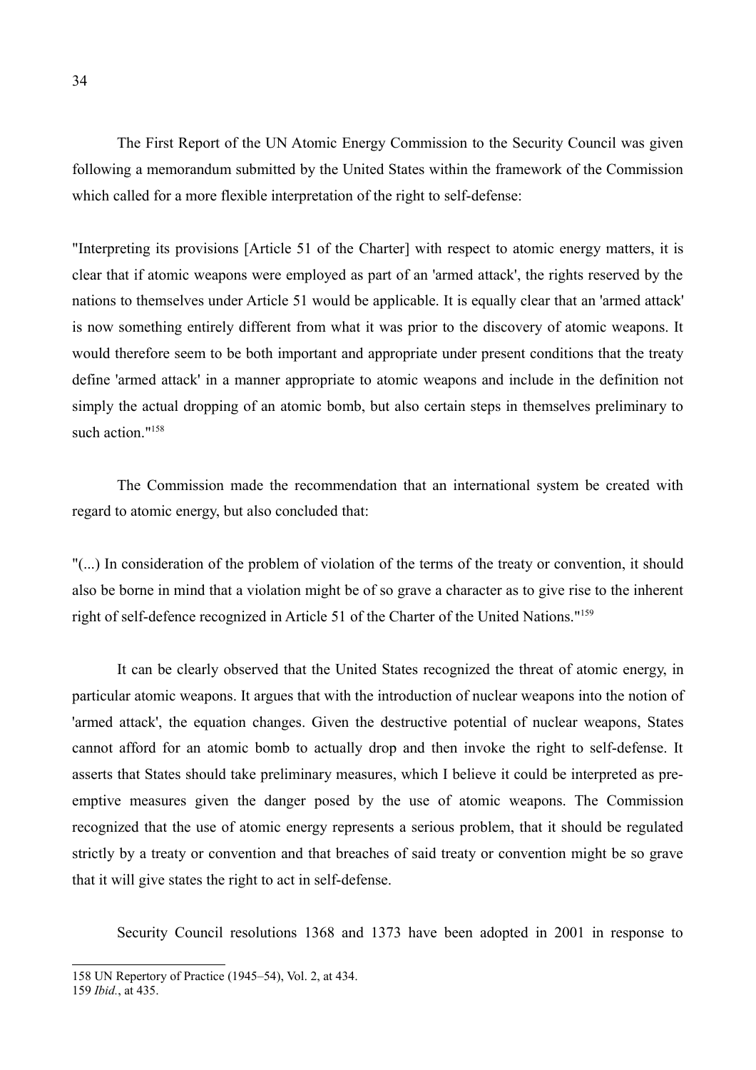The First Report of the UN Atomic Energy Commission to the Security Council was given following a memorandum submitted by the United States within the framework of the Commission which called for a more flexible interpretation of the right to self-defense:

"Interpreting its provisions [Article 51 of the Charter] with respect to atomic energy matters, it is clear that if atomic weapons were employed as part of an 'armed attack', the rights reserved by the nations to themselves under Article 51 would be applicable. It is equally clear that an 'armed attack' is now something entirely different from what it was prior to the discovery of atomic weapons. It would therefore seem to be both important and appropriate under present conditions that the treaty define 'armed attack' in a manner appropriate to atomic weapons and include in the definition not simply the actual dropping of an atomic bomb, but also certain steps in themselves preliminary to such action."[158]

The Commission made the recommendation that an international system be created with regard to atomic energy, but also concluded that:

"(...) In consideration of the problem of violation of the terms of the treaty or convention, it should also be borne in mind that a violation might be of so grave a character as to give rise to the inherent right of self-defence recognized in Article 51 of the Charter of the United Nations."[159]

It can be clearly observed that the United States recognized the threat of atomic energy, in particular atomic weapons. It argues that with the introduction of nuclear weapons into the notion of 'armed attack', the equation changes. Given the destructive potential of nuclear weapons, States cannot afford for an atomic bomb to actually drop and then invoke the right to self-defense. It asserts that States should take preliminary measures, which I believe it could be interpreted as pre-emptive measures given the danger posed by the use of atomic weapons. The Commission recognized that the use of atomic energy represents a serious problem, that it should be regulated strictly by a treaty or convention and that breaches of said treaty or convention might be so grave that it will give states the right to act in self-defense.

Security Council resolutions 1368 and 1373 have been adopted in 2001 in response to

---

158 UN Repertory of Practice (1945–54), Vol. 2, at 434.

159 *Ibid.*, at 435.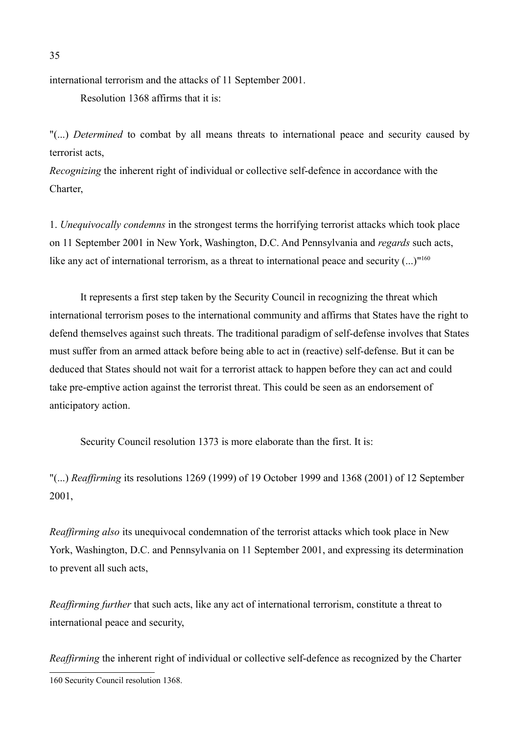international terrorism and the attacks of 11 September 2001.

Resolution 1368 affirms that it is:

"(...) *Determined* to combat by all means threats to international peace and security caused by terrorist acts,

*Recognizing* the inherent right of individual or collective self-defence in accordance with the Charter,

1. *Unequivocally condemns* in the strongest terms the horrifying terrorist attacks which took place on 11 September 2001 in New York, Washington, D.C. And Pennsylvania and *regards* such acts, like any act of international terrorism, as a threat to international peace and security (...)"[160]

It represents a first step taken by the Security Council in recognizing the threat which international terrorism poses to the international community and affirms that States have the right to defend themselves against such threats. The traditional paradigm of self-defense involves that States must suffer from an armed attack before being able to act in (reactive) self-defense. But it can be deduced that States should not wait for a terrorist attack to happen before they can act and could take pre-emptive action against the terrorist threat. This could be seen as an endorsement of anticipatory action.

Security Council resolution 1373 is more elaborate than the first. It is:

"(...) *Reaffirming* its resolutions 1269 (1999) of 19 October 1999 and 1368 (2001) of 12 September 2001,

*Reaffirming also* its unequivocal condemnation of the terrorist attacks which took place in New York, Washington, D.C. and Pennsylvania on 11 September 2001, and expressing its determination to prevent all such acts,

*Reaffirming further* that such acts, like any act of international terrorism, constitute a threat to international peace and security,

*Reaffirming* the inherent right of individual or collective self-defence as recognized by the Charter

---

160 Security Council resolution 1368.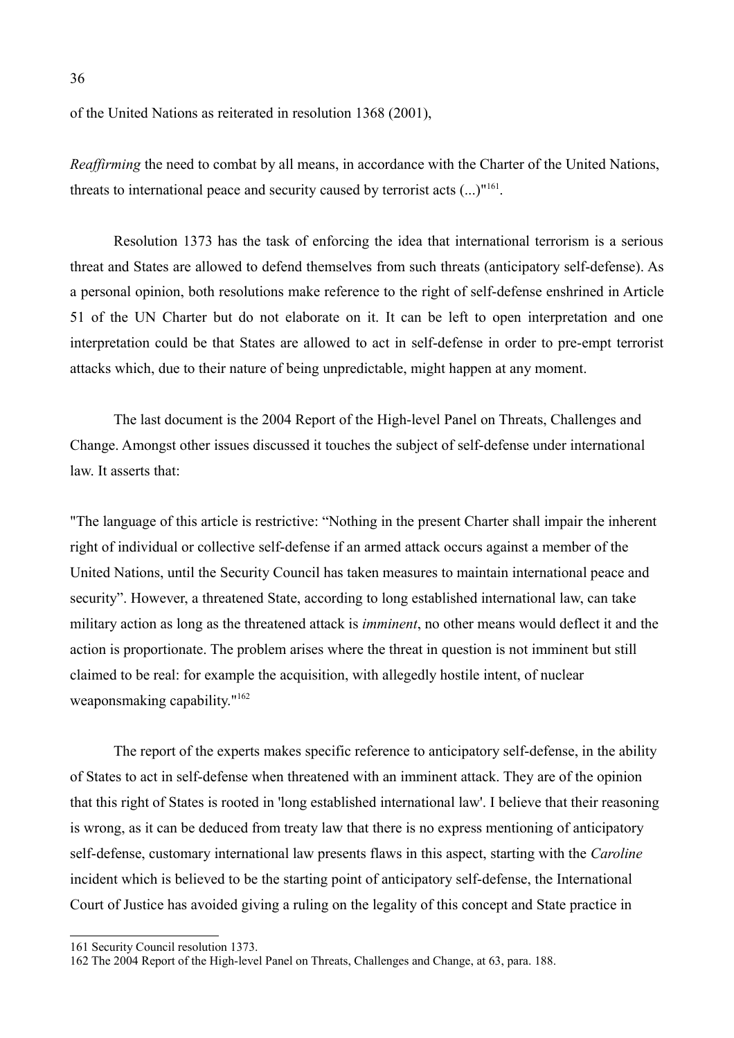of the United Nations as reiterated in resolution 1368 (2001),

*Reaffirming* the need to combat by all means, in accordance with the Charter of the United Nations, threats to international peace and security caused by terrorist acts (...)"[161].

Resolution 1373 has the task of enforcing the idea that international terrorism is a serious threat and States are allowed to defend themselves from such threats (anticipatory self-defense). As a personal opinion, both resolutions make reference to the right of self-defense enshrined in Article 51 of the UN Charter but do not elaborate on it. It can be left to open interpretation and one interpretation could be that States are allowed to act in self-defense in order to pre-empt terrorist attacks which, due to their nature of being unpredictable, might happen at any moment.

The last document is the 2004 Report of the High-level Panel on Threats, Challenges and Change. Amongst other issues discussed it touches the subject of self-defense under international law. It asserts that:

"The language of this article is restrictive: "Nothing in the present Charter shall impair the inherent right of individual or collective self-defense if an armed attack occurs against a member of the United Nations, until the Security Council has taken measures to maintain international peace and security". However, a threatened State, according to long established international law, can take military action as long as the threatened attack is *imminent*, no other means would deflect it and the action is proportionate. The problem arises where the threat in question is not imminent but still claimed to be real: for example the acquisition, with allegedly hostile intent, of nuclear weaponsmaking capability."[162]

The report of the experts makes specific reference to anticipatory self-defense, in the ability of States to act in self-defense when threatened with an imminent attack. They are of the opinion that this right of States is rooted in 'long established international law'. I believe that their reasoning is wrong, as it can be deduced from treaty law that there is no express mentioning of anticipatory self-defense, customary international law presents flaws in this aspect, starting with the *Caroline* incident which is believed to be the starting point of anticipatory self-defense, the International Court of Justice has avoided giving a ruling on the legality of this concept and State practice in

---

161 Security Council resolution 1373.

162 The 2004 Report of the High-level Panel on Threats, Challenges and Change, at 63, para. 188.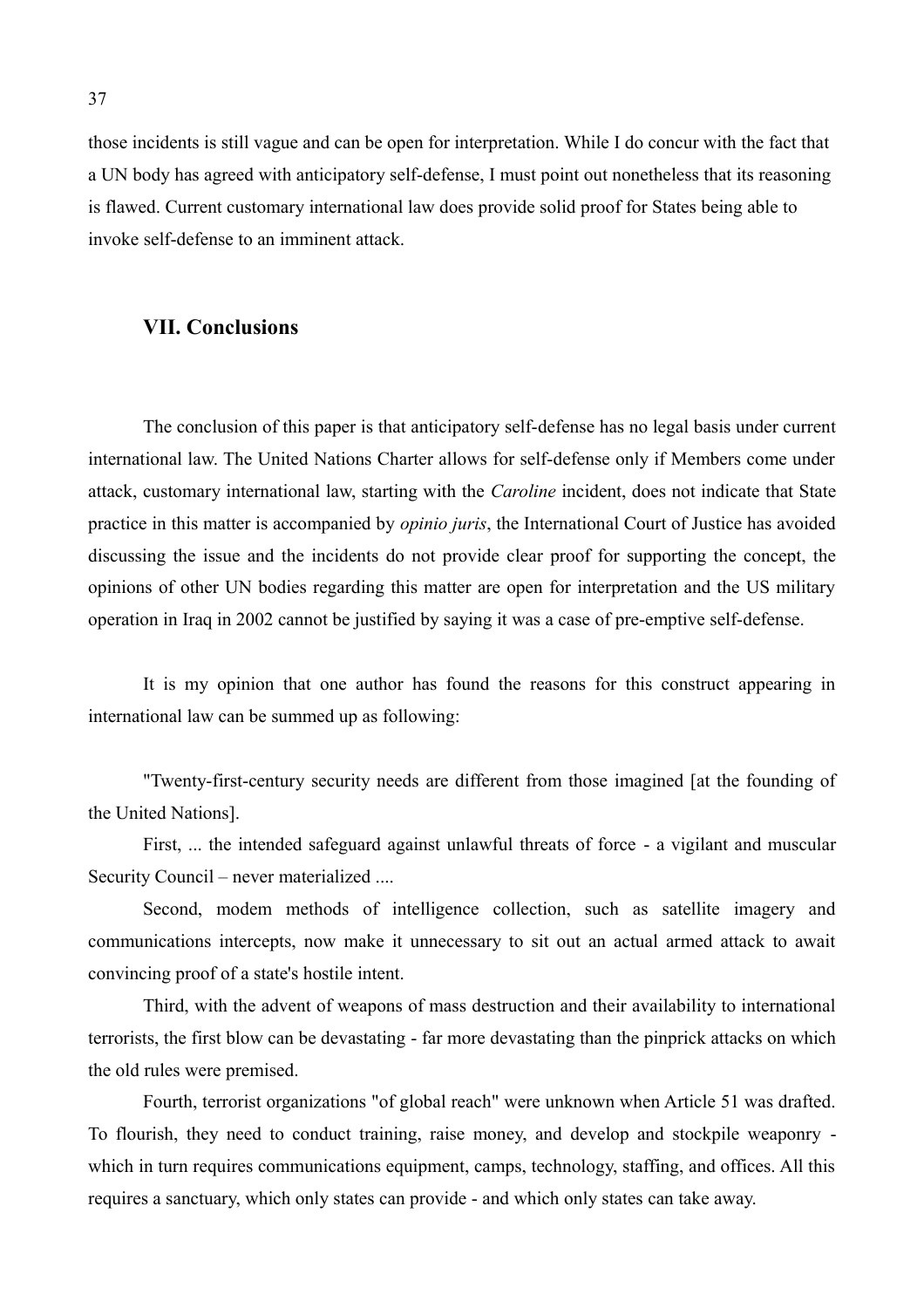those incidents is still vague and can be open for interpretation. While I do concur with the fact that a UN body has agreed with anticipatory self-defense, I must point out nonetheless that its reasoning is flawed. Current customary international law does provide solid proof for States being able to invoke self-defense to an imminent attack.

## VII. Conclusions

The conclusion of this paper is that anticipatory self-defense has no legal basis under current international law. The United Nations Charter allows for self-defense only if Members come under attack, customary international law, starting with the *Caroline* incident, does not indicate that State practice in this matter is accompanied by *opinio juris*, the International Court of Justice has avoided discussing the issue and the incidents do not provide clear proof for supporting the concept, the opinions of other UN bodies regarding this matter are open for interpretation and the US military operation in Iraq in 2002 cannot be justified by saying it was a case of pre-emptive self-defense.

It is my opinion that one author has found the reasons for this construct appearing in international law can be summed up as following:

"Twenty-first-century security needs are different from those imagined [at the founding of the United Nations].

First, ... the intended safeguard against unlawful threats of force - a vigilant and muscular Security Council – never materialized ....

Second, modem methods of intelligence collection, such as satellite imagery and communications intercepts, now make it unnecessary to sit out an actual armed attack to await convincing proof of a state's hostile intent.

Third, with the advent of weapons of mass destruction and their availability to international terrorists, the first blow can be devastating - far more devastating than the pinprick attacks on which the old rules were premised.

Fourth, terrorist organizations "of global reach" were unknown when Article 51 was drafted. To flourish, they need to conduct training, raise money, and develop and stockpile weaponry - which in turn requires communications equipment, camps, technology, staffing, and offices. All this requires a sanctuary, which only states can provide - and which only states can take away.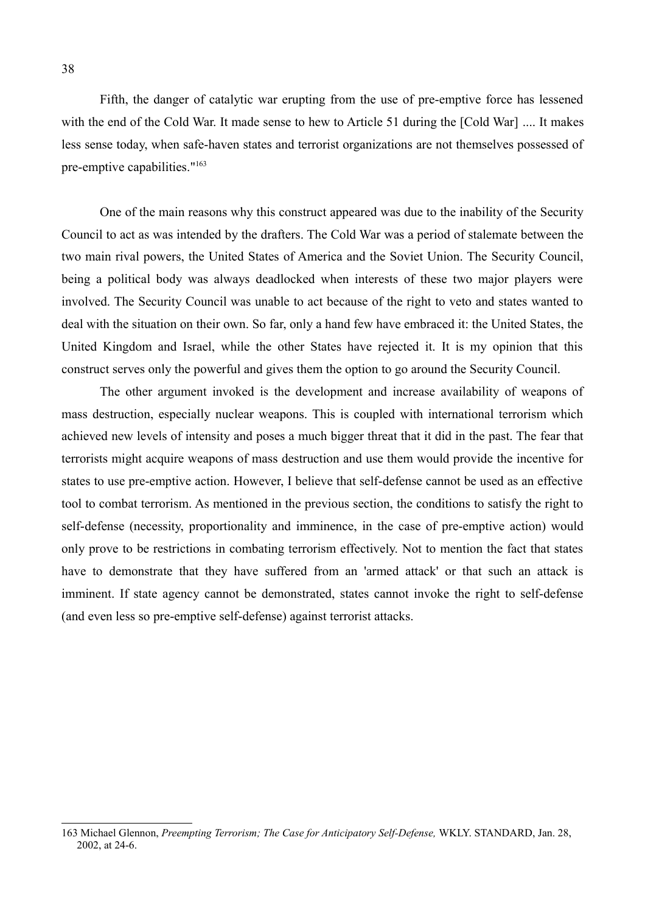Fifth, the danger of catalytic war erupting from the use of pre-emptive force has lessened with the end of the Cold War. It made sense to hew to Article 51 during the [Cold War] .... It makes less sense today, when safe-haven states and terrorist organizations are not themselves possessed of pre-emptive capabilities."[163]

One of the main reasons why this construct appeared was due to the inability of the Security Council to act as was intended by the drafters. The Cold War was a period of stalemate between the two main rival powers, the United States of America and the Soviet Union. The Security Council, being a political body was always deadlocked when interests of these two major players were involved. The Security Council was unable to act because of the right to veto and states wanted to deal with the situation on their own. So far, only a hand few have embraced it: the United States, the United Kingdom and Israel, while the other States have rejected it. It is my opinion that this construct serves only the powerful and gives them the option to go around the Security Council.

The other argument invoked is the development and increase availability of weapons of mass destruction, especially nuclear weapons. This is coupled with international terrorism which achieved new levels of intensity and poses a much bigger threat that it did in the past. The fear that terrorists might acquire weapons of mass destruction and use them would provide the incentive for states to use pre-emptive action. However, I believe that self-defense cannot be used as an effective tool to combat terrorism. As mentioned in the previous section, the conditions to satisfy the right to self-defense (necessity, proportionality and imminence, in the case of pre-emptive action) would only prove to be restrictions in combating terrorism effectively. Not to mention the fact that states have to demonstrate that they have suffered from an 'armed attack' or that such an attack is imminent. If state agency cannot be demonstrated, states cannot invoke the right to self-defense (and even less so pre-emptive self-defense) against terrorist attacks.

---

163 Michael Glennon, *Preempting Terrorism; The Case for Anticipatory Self-Defense,* WKLY. STANDARD, Jan. 28, 2002, at 24-6.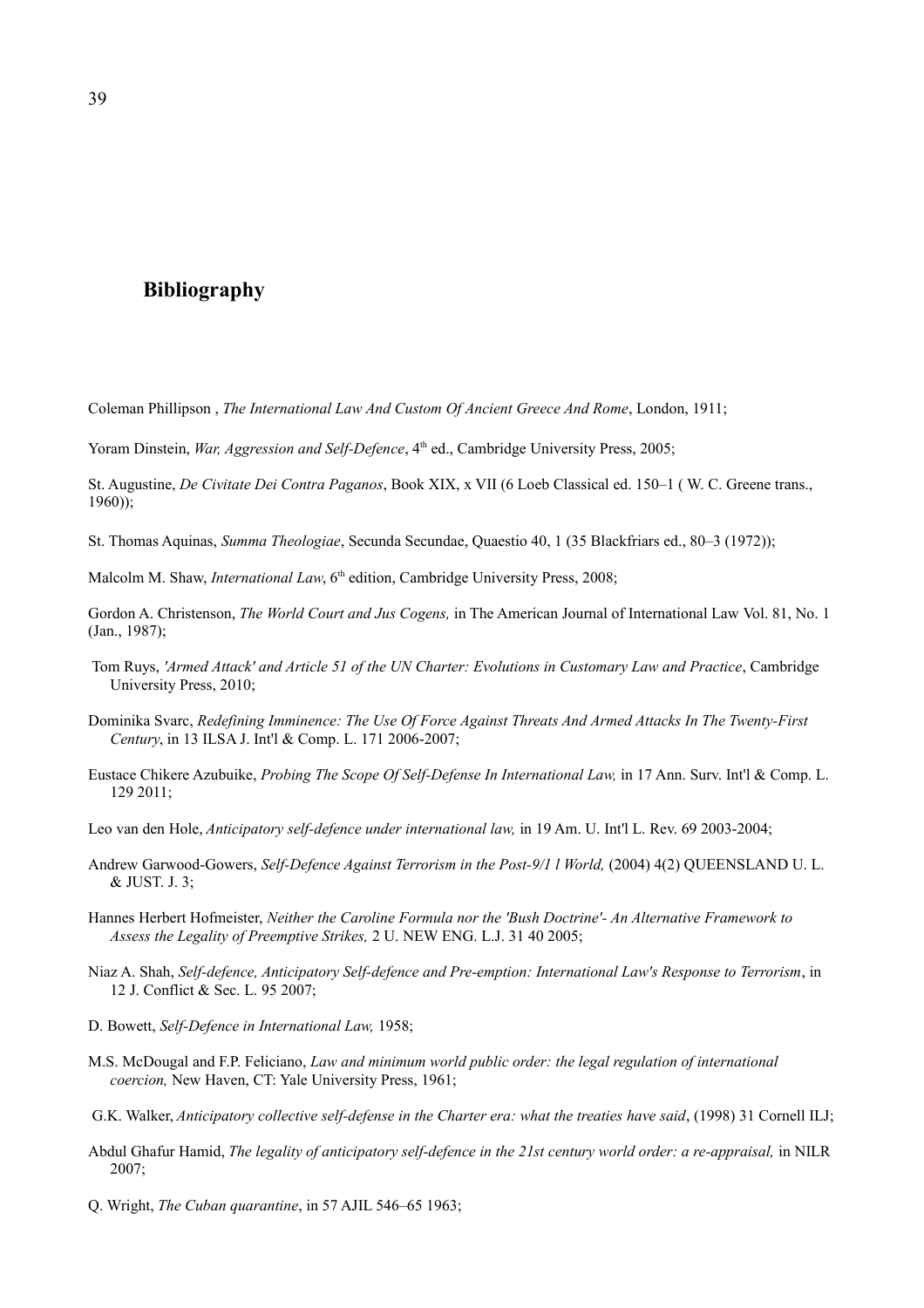## Bibliography

Coleman Phillipson , *The International Law And Custom Of Ancient Greece And Rome*, London, 1911;

Yoram Dinstein, *War, Aggression and Self-Defence*, 4th ed., Cambridge University Press, 2005;

St. Augustine, *De Civitate Dei Contra Paganos*, Book XIX, x VII (6 Loeb Classical ed. 150–1 ( W. C. Greene trans., 1960));

St. Thomas Aquinas, *Summa Theologiae*, Secunda Secundae, Quaestio 40, 1 (35 Blackfriars ed., 80–3 (1972));

Malcolm M. Shaw, *International Law*, 6th edition, Cambridge University Press, 2008;

Gordon A. Christenson, *The World Court and Jus Cogens,* in The American Journal of International Law Vol. 81, No. 1 (Jan., 1987);

Tom Ruys, *'Armed Attack' and Article 51 of the UN Charter: Evolutions in Customary Law and Practice*, Cambridge University Press, 2010;

Dominika Svarc, *Redefining Imminence: The Use Of Force Against Threats And Armed Attacks In The Twenty-First Century*, in 13 ILSA J. Int'l & Comp. L. 171 2006-2007;

Eustace Chikere Azubuike, *Probing The Scope Of Self-Defense In International Law,* in 17 Ann. Surv. Int'l & Comp. L. 129 2011;

Leo van den Hole, *Anticipatory self-defence under international law,* in 19 Am. U. Int'l L. Rev. 69 2003-2004;

Andrew Garwood-Gowers, *Self-Defence Against Terrorism in the Post-9/1 l World,* (2004) 4(2) QUEENSLAND U. L. & JUST. J. 3;

Hannes Herbert Hofmeister, *Neither the Caroline Formula nor the 'Bush Doctrine'- An Alternative Framework to Assess the Legality of Preemptive Strikes,* 2 U. NEW ENG. L.J. 31 40 2005;

Niaz A. Shah, *Self-defence, Anticipatory Self-defence and Pre-emption: International Law's Response to Terrorism*, in 12 J. Conflict & Sec. L. 95 2007;

D. Bowett, *Self-Defence in International Law,* 1958;

M.S. McDougal and F.P. Feliciano, *Law and minimum world public order: the legal regulation of international coercion,* New Haven, CT: Yale University Press, 1961;

G.K. Walker, *Anticipatory collective self-defense in the Charter era: what the treaties have said*, (1998) 31 Cornell ILJ;

Abdul Ghafur Hamid, *The legality of anticipatory self-defence in the 21st century world order: a re-appraisal,* in NILR 2007;

Q. Wright, *The Cuban quarantine*, in 57 AJIL 546–65 1963;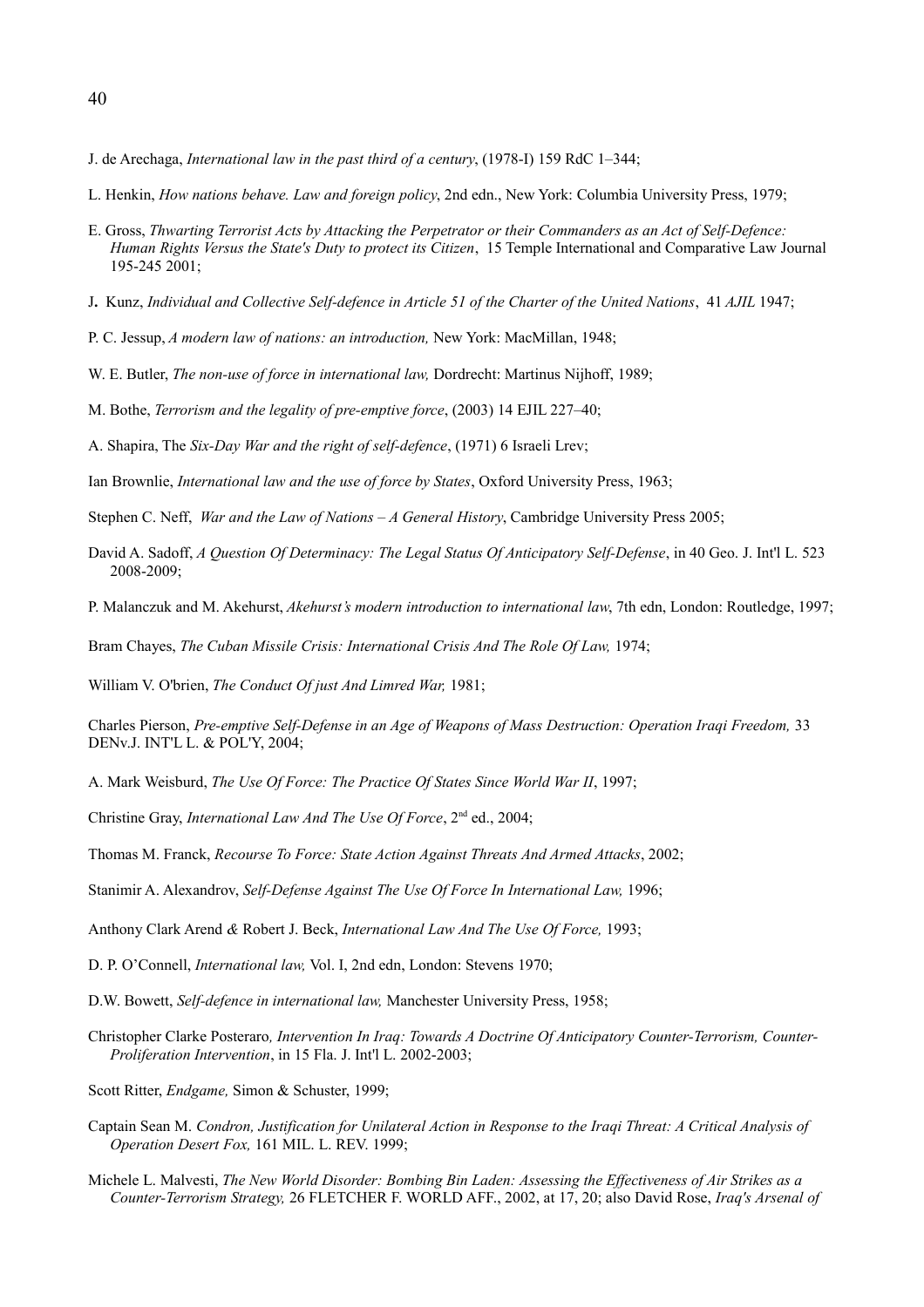J. de Arechaga, *International law in the past third of a century*, (1978-I) 159 RdC 1–344;

L. Henkin, *How nations behave. Law and foreign policy*, 2nd edn., New York: Columbia University Press, 1979;

E. Gross, *Thwarting Terrorist Acts by Attacking the Perpetrator or their Commanders as an Act of Self-Defence: Human Rights Versus the State's Duty to protect its Citizen*, 15 Temple International and Comparative Law Journal 195-245 2001;

J**.** Kunz, *Individual and Collective Self-defence in Article 51 of the Charter of the United Nations*, 41 *AJIL* 1947;

P. C. Jessup, *A modern law of nations: an introduction,* New York: MacMillan, 1948;

W. E. Butler, *The non-use of force in international law,* Dordrecht: Martinus Nijhoff, 1989;

M. Bothe, *Terrorism and the legality of pre-emptive force*, (2003) 14 EJIL 227–40;

A. Shapira, The *Six-Day War and the right of self-defence*, (1971) 6 Israeli Lrev;

Ian Brownlie, *International law and the use of force by States*, Oxford University Press, 1963;

Stephen C. Neff, *War and the Law of Nations – A General History*, Cambridge University Press 2005;

David A. Sadoff, *A Question Of Determinacy: The Legal Status Of Anticipatory Self-Defense*, in 40 Geo. J. Int'l L. 523 2008-2009;

P. Malanczuk and M. Akehurst, *Akehurst's modern introduction to international law*, 7th edn, London: Routledge, 1997;

Bram Chayes, *The Cuban Missile Crisis: International Crisis And The Role Of Law,* 1974;

William V. O'brien, *The Conduct Of just And Limred War,* 1981;

Charles Pierson, *Pre-emptive Self-Defense in an Age of Weapons of Mass Destruction: Operation Iraqi Freedom,* 33 DENv.J. INT'L L. & POL'Y, 2004;

A. Mark Weisburd, *The Use Of Force: The Practice Of States Since World War II*, 1997;

Christine Gray, *International Law And The Use Of Force*, 2nd ed., 2004;

Thomas M. Franck, *Recourse To Force: State Action Against Threats And Armed Attacks*, 2002;

Stanimir A. Alexandrov, *Self-Defense Against The Use Of Force In International Law,* 1996;

Anthony Clark Arend *&* Robert J. Beck, *International Law And The Use Of Force,* 1993;

D. P. O'Connell, *International law,* Vol. I, 2nd edn, London: Stevens 1970;

D.W. Bowett, *Self-defence in international law,* Manchester University Press, 1958;

Christopher Clarke Posteraro*, Intervention In Iraq: Towards A Doctrine Of Anticipatory Counter-Terrorism, Counter-Proliferation Intervention*, in 15 Fla. J. Int'l L. 2002-2003;

Scott Ritter, *Endgame,* Simon & Schuster, 1999;

Captain Sean M. *Condron, Justification for Unilateral Action in Response to the Iraqi Threat: A Critical Analysis of Operation Desert Fox,* 161 MIL. L. REV. 1999;

Michele L. Malvesti, *The New World Disorder: Bombing Bin Laden: Assessing the Effectiveness of Air Strikes as a Counter-Terrorism Strategy,* 26 FLETCHER F. WORLD AFF., 2002, at 17, 20; also David Rose, *Iraq's Arsenal of*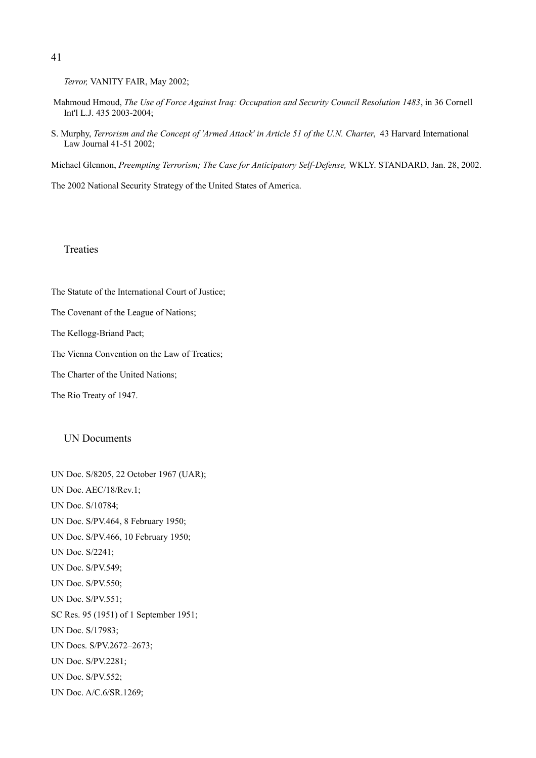*Terror,* VANITY FAIR, May 2002;

Mahmoud Hmoud, *The Use of Force Against Iraq: Occupation and Security Council Resolution 1483*, in 36 Cornell Int'l L.J. 435 2003-2004;

S. Murphy, *Terrorism and the Concept of 'Armed Attack' in Article 51 of the U.N. Charter*, 43 Harvard International Law Journal 41-51 2002;

Michael Glennon, *Preempting Terrorism; The Case for Anticipatory Self-Defense,* WKLY. STANDARD, Jan. 28, 2002.

The 2002 National Security Strategy of the United States of America.

## Treaties

The Statute of the International Court of Justice;

The Covenant of the League of Nations;

The Kellogg-Briand Pact;

The Vienna Convention on the Law of Treaties;

The Charter of the United Nations;

The Rio Treaty of 1947.

## UN Documents

UN Doc. S/8205, 22 October 1967 (UAR);

UN Doc. AEC/18/Rev.1;

UN Doc. S/10784;

UN Doc. S/PV.464, 8 February 1950;

UN Doc. S/PV.466, 10 February 1950;

UN Doc. S/2241;

UN Doc. S/PV.549;

UN Doc. S/PV.550;

UN Doc. S/PV.551;

SC Res. 95 (1951) of 1 September 1951;

UN Doc. S/17983;

UN Docs. S/PV.2672–2673;

UN Doc. S/PV.2281;

UN Doc. S/PV.552;

UN Doc. A/C.6/SR.1269;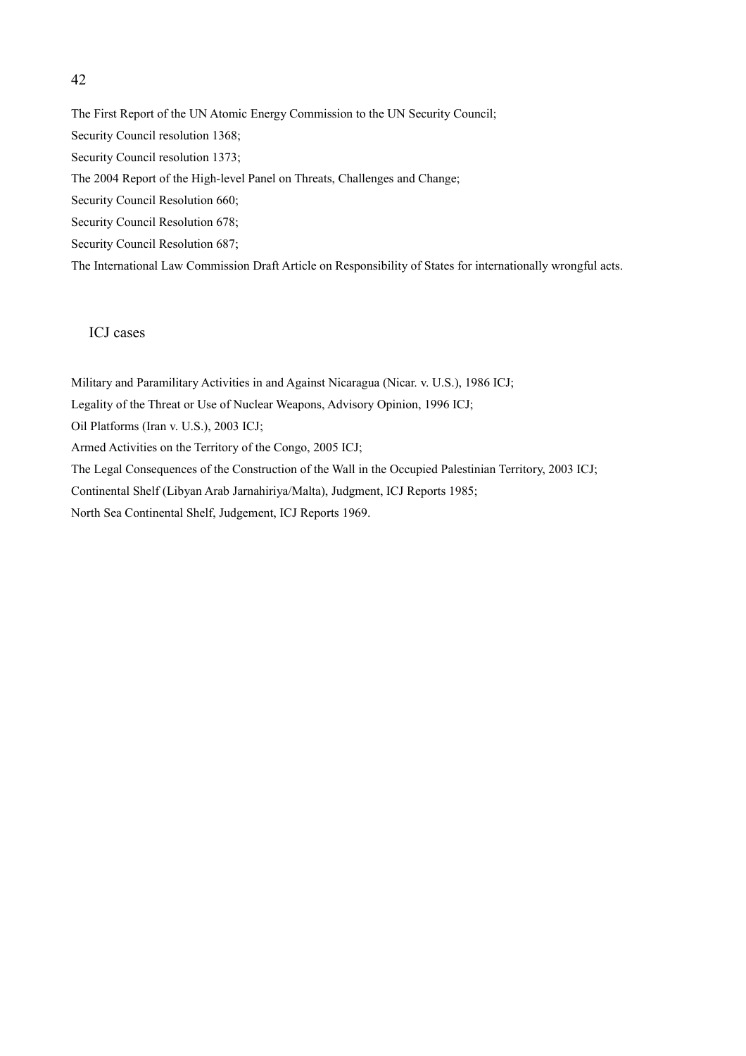The First Report of the UN Atomic Energy Commission to the UN Security Council;

Security Council resolution 1368;

Security Council resolution 1373;

The 2004 Report of the High-level Panel on Threats, Challenges and Change;

Security Council Resolution 660;

Security Council Resolution 678;

Security Council Resolution 687;

The International Law Commission Draft Article on Responsibility of States for internationally wrongful acts.

## ICJ cases

Military and Paramilitary Activities in and Against Nicaragua (Nicar. v. U.S.), 1986 ICJ;

Legality of the Threat or Use of Nuclear Weapons, Advisory Opinion, 1996 ICJ;

Oil Platforms (Iran v. U.S.), 2003 ICJ;

Armed Activities on the Territory of the Congo, 2005 ICJ;

The Legal Consequences of the Construction of the Wall in the Occupied Palestinian Territory, 2003 ICJ;

Continental Shelf (Libyan Arab Jarnahiriya/Malta), Judgment, ICJ Reports 1985;

North Sea Continental Shelf, Judgement, ICJ Reports 1969.